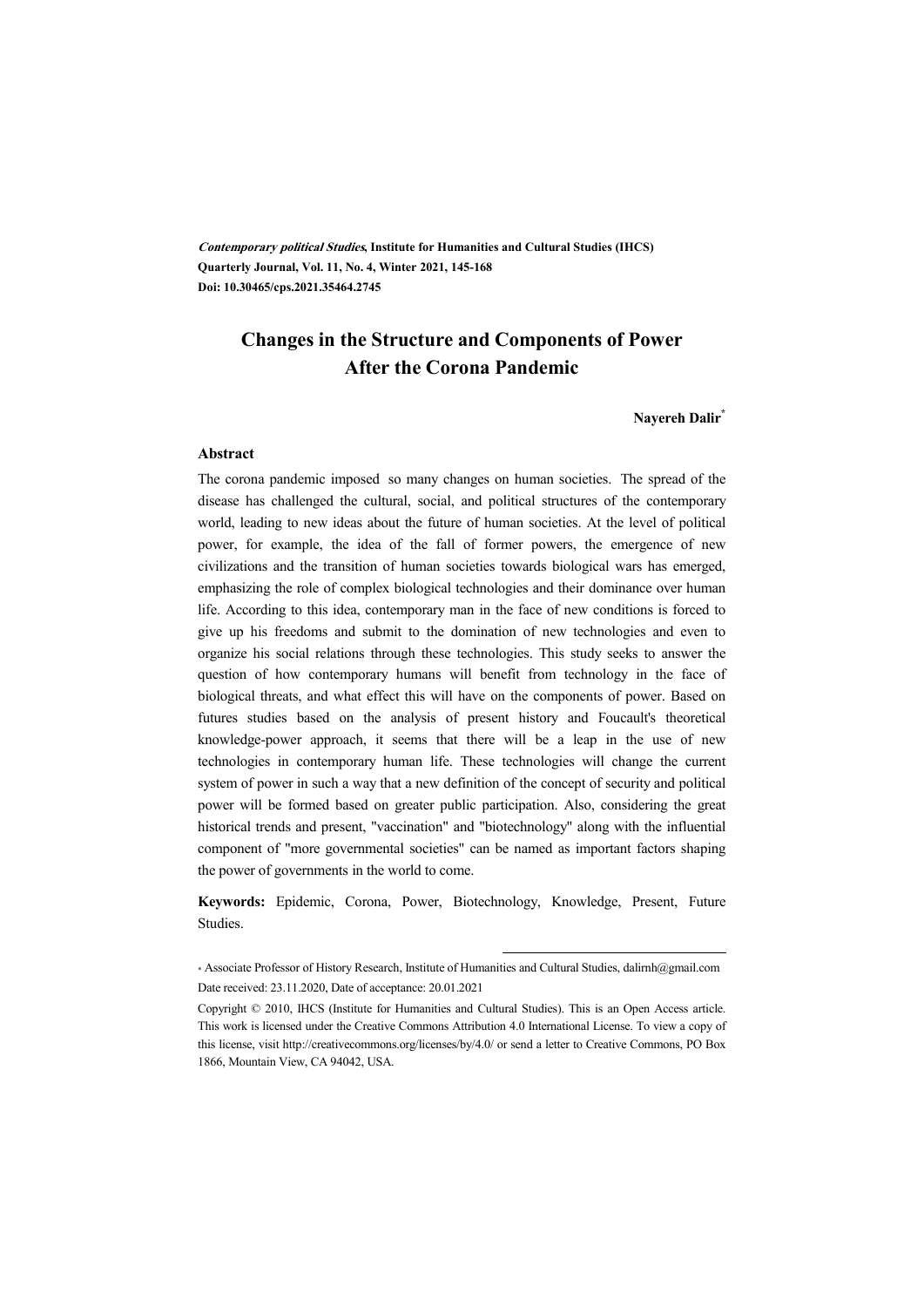*Contemporary political Studies*, **Institute for Humanities and Cultural Studies (IHCS)**
**Quarterly Journal, Vol. 11, No. 4, Winter 2021, 145-168**
**Doi: 10.30465/cps.2021.35464.2745**

# Changes in the Structure and Components of Power After the Corona Pandemic

**Nayereh Dalir***

### Abstract

The corona pandemic imposed so many changes on human societies. The spread of the disease has challenged the cultural, social, and political structures of the contemporary world, leading to new ideas about the future of human societies. At the level of political power, for example, the idea of the fall of former powers, the emergence of new civilizations and the transition of human societies towards biological wars has emerged, emphasizing the role of complex biological technologies and their dominance over human life. According to this idea, contemporary man in the face of new conditions is forced to give up his freedoms and submit to the domination of new technologies and even to organize his social relations through these technologies. This study seeks to answer the question of how contemporary humans will benefit from technology in the face of biological threats, and what effect this will have on the components of power. Based on futures studies based on the analysis of present history and Foucault's theoretical knowledge-power approach, it seems that there will be a leap in the use of new technologies in contemporary human life. These technologies will change the current system of power in such a way that a new definition of the concept of security and political power will be formed based on greater public participation. Also, considering the great historical trends and present, "vaccination" and "biotechnology" along with the influential component of "more governmental societies" can be named as important factors shaping the power of governments in the world to come.

**Keywords:** Epidemic, Corona, Power, Biotechnology, Knowledge, Present, Future Studies.

---

* Associate Professor of History Research, Institute of Humanities and Cultural Studies, dalirnh@gmail.com

Date received: 23.11.2020, Date of acceptance: 20.01.2021

Copyright © 2010, IHCS (Institute for Humanities and Cultural Studies). This is an Open Access article. This work is licensed under the Creative Commons Attribution 4.0 International License. To view a copy of this license, visit http://creativecommons.org/licenses/by/4.0/ or send a letter to Creative Commons, PO Box 1866, Mountain View, CA 94042, USA.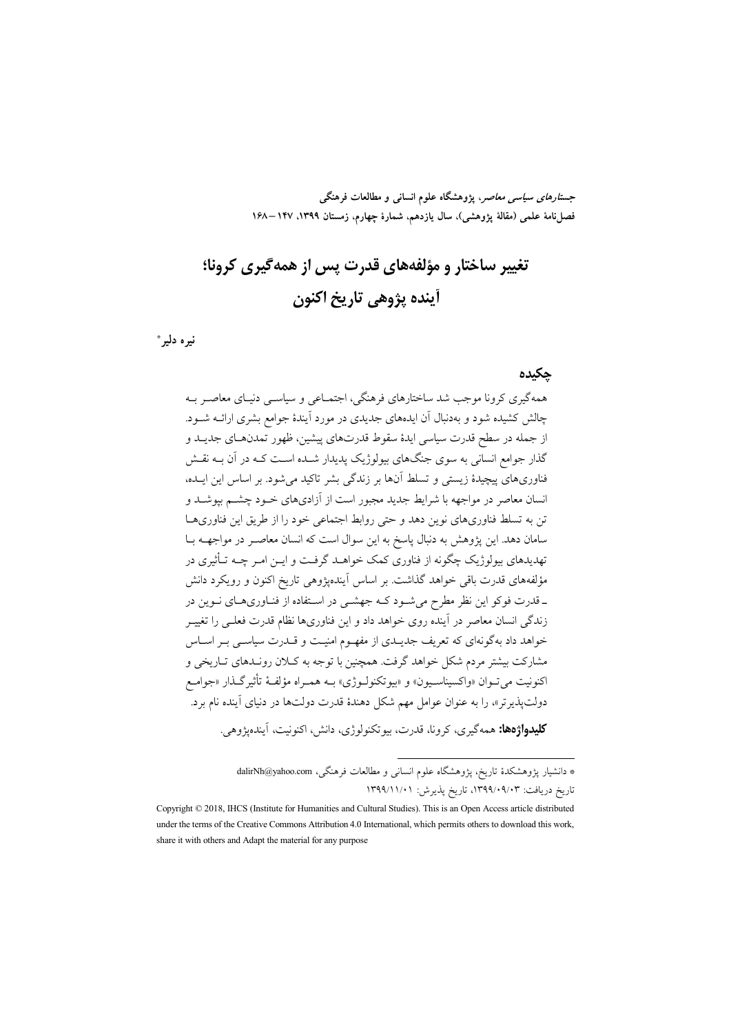# تغییر ساختار و مؤلفه‌های قدرت پس از همه‌گیری کرونا؛ آینده پژوهی تاریخ اکنون

**نیره دلیر***

## چکیده

همه‌گیری کرونا موجب شد ساختارهای فرهنگی، اجتماعی و سیاسی دنیای معاصر به چالش کشیده شود و به‌دنبال آن ایده‌های جدیدی در مورد آیندهٔ جوامع بشری ارائه شود. از جمله در سطح قدرت سیاسی ایدهٔ سقوط قدرت‌های پیشین، ظهور تمدن‌های جدید و گذار جوامع انسانی به سوی جنگ‌های بیولوژیک پدیدار شده است که در آن به نقش فناوری‌های پیچیدهٔ زیستی و تسلط آن‌ها بر زندگی بشر تاکید می‌شود. بر اساس این ایده، انسان معاصر در مواجهه با شرایط جدید مجبور است از آزادی‌های خود چشم بپوشد و تن به تسلط فناوری‌های نوین دهد و حتی روابط اجتماعی خود را از طریق این فناوری‌ها سامان دهد. این پژوهش به دنبال پاسخ به این سوال است که انسان معاصر در مواجهه با تهدیدهای بیولوژیک چگونه از فناوری کمک خواهد گرفت و این امر چه تأثیری در مؤلفه‌های قدرت باقی خواهد گذاشت. بر اساس آینده‌پژوهی تاریخ اکنون و رویکرد دانش ـ قدرت فوکو این نظر مطرح می‌شود که جهشی در استفاده از فناوری‌های نوین در زندگی انسان معاصر در آینده روی خواهد داد و این فناوری‌ها نظام قدرت فعلی را تغییر خواهد داد به‌گونه‌ای که تعریف جدیدی از مفهوم امنیت و قدرت سیاسی بر اساس مشارکت بیشتر مردم شکل خواهد گرفت. همچنین با توجه به کلان روندهای تاریخی و اکنونیت می‌توان «واکسیناسیون» و «بیوتکنولوژی» به همراه مؤلفهٔ تأثیرگذار «جوامع دولت‌پذیرتر»، را به عنوان عوامل مهم شکل دهندهٔ قدرت دولت‌ها در دنیای آینده نام برد.

**کلیدواژه‌ها:** همه‌گیری، کرونا، قدرت، بیوتکنولوژی، دانش، اکنونیت، آینده‌پژوهی.

---

* دانشیار پژوهشکدهٔ تاریخ، پژوهشگاه علوم انسانی و مطالعات فرهنگی، dalirNh@yahoo.com

تاریخ دریافت: ۱۳۹۹/۰۹/۰۳، تاریخ پذیرش: ۱۳۹۹/۱۱/۰۱

Copyright © 2018, IHCS (Institute for Humanities and Cultural Studies). This is an Open Access article distributed under the terms of the Creative Commons Attribution 4.0 International, which permits others to download this work, share it with others and Adapt the material for any purpose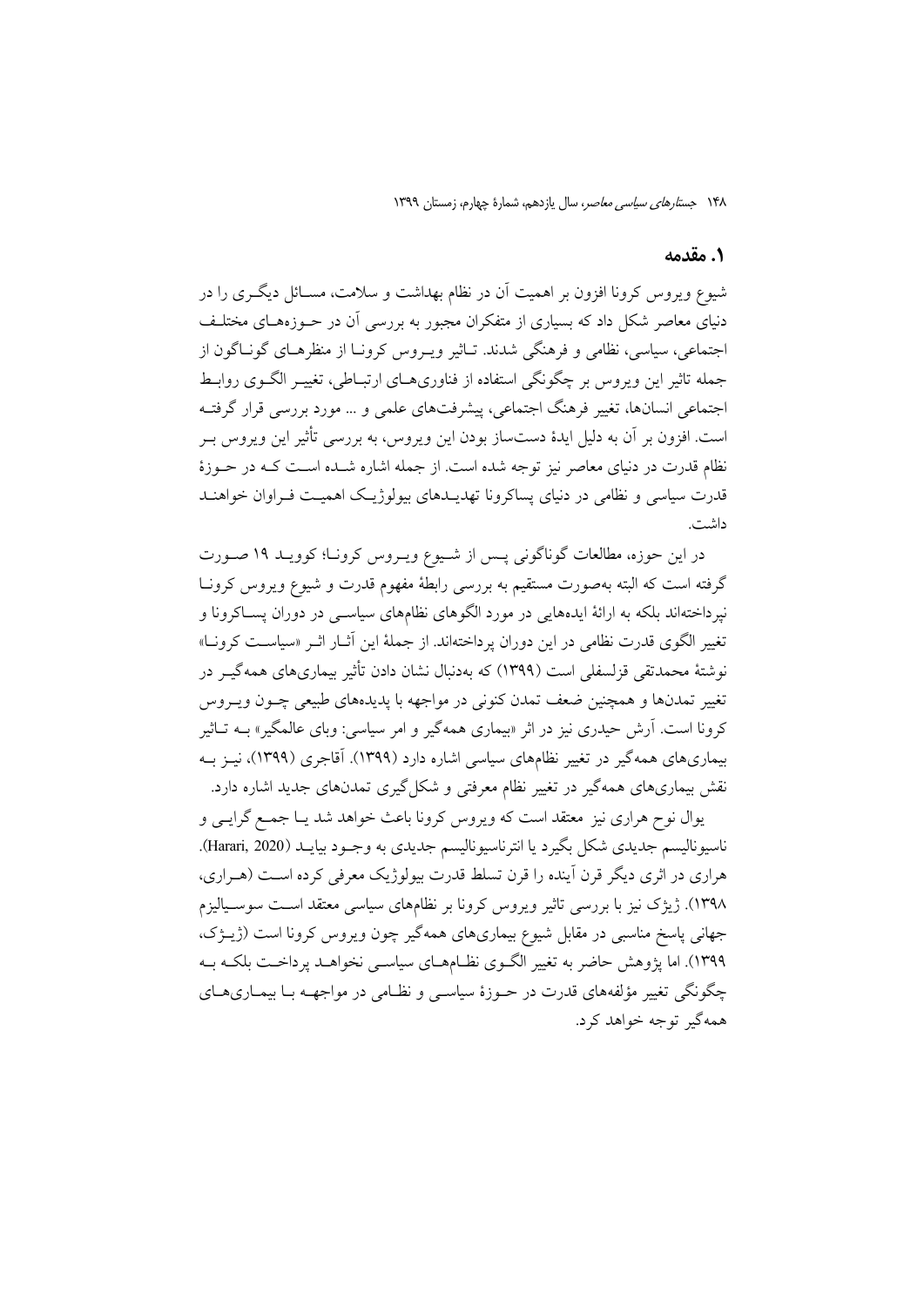## ۱. مقدمه

شیوع ویروس کرونا افزون بر اهمیت آن در نظام بهداشت و سلامت، مسائل دیگری را در دنیای معاصر شکل داد که بسیاری از متفکران مجبور به بررسی آن در حوزه‌های مختلف اجتماعی، سیاسی، نظامی و فرهنگی شدند. تاثیر ویروس کرونا از منظرهای گوناگون از جمله تاثیر این ویروس بر چگونگی استفاده از فناوری‌های ارتباطی، تغییر الگوی روابط اجتماعی انسان‌ها، تغییر فرهنگ اجتماعی، پیشرفت‌های علمی و ... مورد بررسی قرار گرفته است. افزون بر آن به دلیل ایدهٔ دست‌ساز بودن این ویروس، به بررسی تأثیر این ویروس بر نظام قدرت در دنیای معاصر نیز توجه شده است. از جمله اشاره شده است که در حوزهٔ قدرت سیاسی و نظامی در دنیای پساکرونا تهدیدهای بیولوژیک اهمیت فراوان خواهند داشت.

در این حوزه، مطالعات گوناگونی پس از شیوع ویروس کرونا؛ کووید ۱۹ صورت گرفته است که البته به‌صورت مستقیم به بررسی رابطهٔ مفهوم قدرت و شیوع ویروس کرونا نپرداخته‌اند بلکه به ارائهٔ ایده‌هایی در مورد الگوهای نظام‌های سیاسی در دوران پساکرونا و تغییر الگوی قدرت نظامی در این دوران پرداخته‌اند. از جملهٔ این آثار اثر «سیاست کرونا» نوشتهٔ محمدتقی قزلسفلی است (۱۳۹۹) که به‌دنبال نشان دادن تأثیر بیماری‌های همه‌گیر در تغییر تمدن‌ها و همچنین ضعف تمدن کنونی در مواجهه با پدیده‌های طبیعی چون ویروس کرونا است. آرش حیدری نیز در اثر «بیماری همه‌گیر و امر سیاسی: وبای عالمگیر» به تاثیر بیماری‌های همه‌گیر در تغییر نظام‌های سیاسی اشاره دارد (۱۳۹۹). آقاجری (۱۳۹۹)، نیز به نقش بیماری‌های همه‌گیر در تغییر نظام معرفتی و شکل‌گیری تمدن‌های جدید اشاره دارد.

یوال نوح هراری نیز معتقد است که ویروس کرونا باعث خواهد شد یا جمع گرایی و ناسیونالیسم جدیدی شکل بگیرد یا انترناسیونالیسم جدیدی به وجود بیاید (Harari, 2020). هراری در اثری دیگر قرن آینده را قرن تسلط قدرت بیولوژیک معرفی کرده است (هراری، ۱۳۹۸). ژیژک نیز با بررسی تاثیر ویروس کرونا بر نظام‌های سیاسی معتقد است سوسیالیزم جهانی پاسخ مناسبی در مقابل شیوع بیماری‌های همه‌گیر چون ویروس کرونا است (ژیژک، ۱۳۹۹). اما پژوهش حاضر به تغییر الگوی نظام‌های سیاسی نخواهد پرداخت بلکه به چگونگی تغییر مؤلفه‌های قدرت در حوزهٔ سیاسی و نظامی در مواجهه با بیماری‌های همه‌گیر توجه خواهد کرد.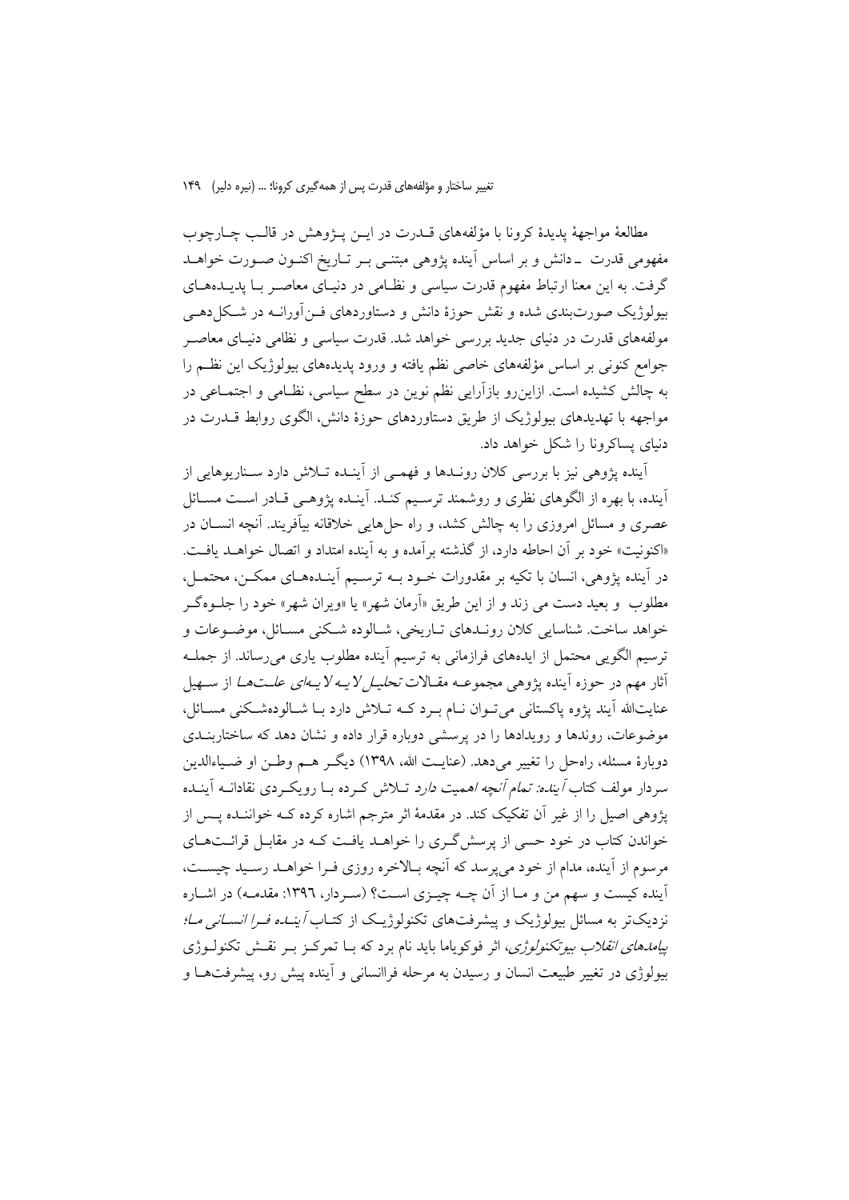مطالعهٔ مواجههٔ پدیدهٔ کرونا با مؤلفه‌های قدرت در این پژوهش در قالب چارچوب مفهومی قدرت ـ دانش و بر اساس آینده پژوهی مبتنی بر تاریخ اکنون صورت خواهد گرفت. به این معنا ارتباط مفهوم قدرت سیاسی و نظامی در دنیای معاصر با پدیده‌های بیولوژیک صورت‌بندی شده و نقش حوزهٔ دانش و دستاوردهای فن‌آورانه در شکل‌دهی مولفه‌های قدرت در دنیای جدید بررسی خواهد شد. قدرت سیاسی و نظامی دنیای معاصر جوامع کنونی بر اساس مؤلفه‌های خاصی نظم یافته و ورود پدیده‌های بیولوژیک این نظم را به چالش کشیده است. ازاین‌رو بازآرایی نظم نوین در سطح سیاسی، نظامی و اجتماعی در مواجهه با تهدیدهای بیولوژیک از طریق دستاوردهای حوزهٔ دانش، الگوی روابط قدرت در دنیای پساکرونا را شکل خواهد داد.

آینده پژوهی نیز با بررسی کلان روندها و فهمی از آینده تلاش دارد سناریوهایی از آینده، با بهره از الگوهای نظری و روشمند ترسیم کند. آینده پژوهی قادر است مسائل عصری و مسائل امروزی را به چالش کشد، و راه حل‌هایی خلاقانه بیآفریند. آنچه انسان در «اکنونیت» خود بر آن احاطه دارد، از گذشته برآمده و به آینده امتداد و اتصال خواهد یافت. در آینده پژوهی، انسان با تکیه بر مقدورات خود به ترسیم آینده‌های ممکن، محتمل، مطلوب و بعید دست می زند و از این طریق «آرمان شهر» یا «ویران شهر» خود را جلوه‌گر خواهد ساخت. شناسایی کلان روندهای تاریخی، شالوده شکنی مسائل، موضوعات و ترسیم الگویی محتمل از ایده‌های فرازمانی به ترسیم آینده مطلوب یاری می‌رساند. از جمله آثار مهم در حوزه آینده پژوهی مجموعه مقالات *تحلیل لایه لایه‌ای علت‌ها* از سهیل عنایت‌الله آیند پژوه پاکستانی می‌توان نام برد که تلاش دارد با شالوده‌شکنی مسائل، موضوعات، روندها و رویدادها را در پرسشی دوباره قرار داده و نشان دهد که ساختاربندی دوبارهٔ مسئله، راه‌حل را تغییر می‌دهد. (عنایت الله، ۱۳۹۸) دیگر هم وطن او ضیاءالدین سردار مولف کتاب *آینده: تمام آنچه اهمیت دارد* تلاش کرده با رویکردی نقادانه آینده پژوهی اصیل را از غیر آن تفکیک کند. در مقدمهٔ اثر مترجم اشاره کرده که خواننده پس از خواندن کتاب در خود حسی از پرسش‌گری را خواهد یافت که در مقابل قرائت‌های مرسوم از آینده، مدام از خود می‌پرسد که آنچه بالاخره روزی فرا خواهد رسید چیست، آینده کیست و سهم من و ما از آن چه چیزی است؟ (سردار، ۱۳۹٦: مقدمه) در اشاره نزدیک‌تر به مسائل بیولوژیک و پیشرفت‌های تکنولوژیک از کتاب *آینده فرا انسانی ما؛ پیامدهای انقلاب بیوتکنولوژی*، اثر فوکویاما باید نام برد که با تمرکز بر نقش تکنولوژی بیولوژی در تغییر طبیعت انسان و رسیدن به مرحله فراانسانی و آینده پیش رو، پیشرفت‌ها و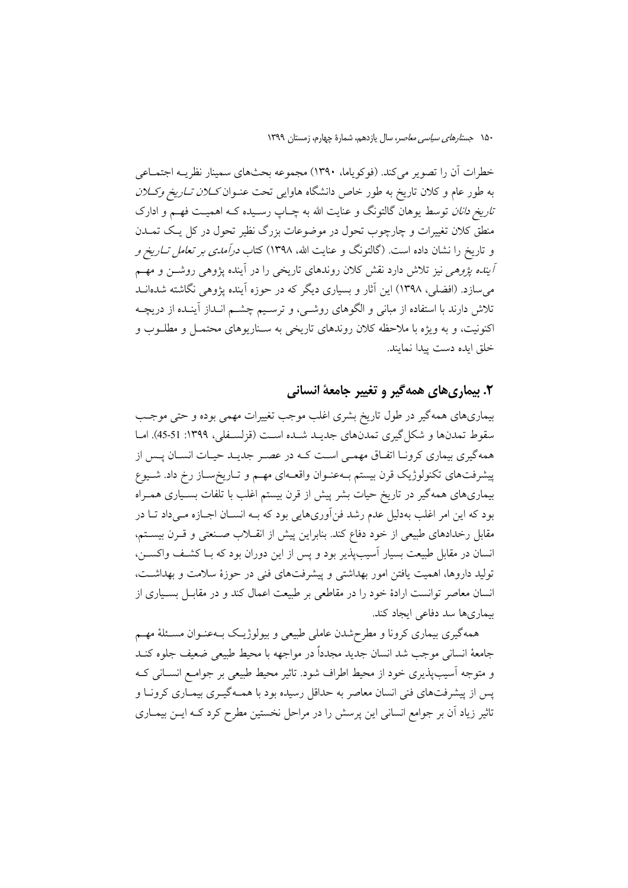خطرات آن را تصویر می‌کند. (فوکویاما، ۱۳۹۰) مجموعه بحث‌های سمینار نظریه اجتماعی به طور عام و کلان تاریخ به طور خاص دانشگاه هاوایی تحت عنوان *کلان تاریخ وکلان تاریخ دانان* توسط یوهان گالتونگ و عنایت الله به چاپ رسیده که اهمیت فهم و ادارک منطق کلان تغییرات و چارچوب تحول در موضوعات بزرگ نظیر تحول در کل یک تمدن و تاریخ را نشان داده است. (گالتونگ و عنایت الله، ۱۳۹۸) کتاب *درآمدی بر تعامل تاریخ و آینده پژوهی* نیز تلاش دارد نقش کلان روندهای تاریخی را در آینده پژوهی روشن و مهم می‌سازد. (افضلی، ۱۳۹۸) این آثار و بسیاری دیگر که در حوزه آینده پژوهی نگاشته شده‌اند تلاش دارند با استفاده از مبانی و الگوهای روشی، و ترسیم چشم انداز آینده از دریچه اکنونیت، و به ویژه با ملاحظه کلان روندهای تاریخی به سناریوهای محتمل و مطلوب و خلق ایده دست پیدا نمایند.

## ۲. بیماری‌های همه‌گیر و تغییر جامعهٔ انسانی

بیماری‌های همه‌گیر در طول تاریخ بشری اغلب موجب تغییرات مهمی بوده و حتی موجب سقوط تمدن‌ها و شکل‌گیری تمدن‌های جدید شده است (قزلسفلی، ۱۳۹۹: 51-45). اما همه‌گیری بیماری کرونا اتفاق مهمی است که در عصر جدید حیات انسان پس از پیشرفت‌های تکنولوژیک قرن بیستم به‌عنوان واقعه‌ای مهم و تاریخ‌ساز رخ داد. شیوع بیماری‌های همه‌گیر در تاریخ حیات بشر پیش از قرن بیستم اغلب با تلفات بسیاری همراه بود که این امر اغلب به‌دلیل عدم رشد فن‌آوری‌هایی بود که به انسان اجازه می‌داد تا در مقابل رخدادهای طبیعی از خود دفاع کند. بنابراین پیش از انقلاب صنعتی و قرن بیستم، انسان در مقابل طبیعت بسیار آسیب‌پذیر بود و پس از این دوران بود که با کشف واکسن، تولید داروها، اهمیت یافتن امور بهداشتی و پیشرفت‌های فنی در حوزهٔ سلامت و بهداشت، انسان معاصر توانست ارادهٔ خود را در مقاطعی بر طبیعت اعمال کند و در مقابل بسیاری از بیماری‌ها سد دفاعی ایجاد کند.

همه‌گیری بیماری کرونا و مطرح‌شدن عاملی طبیعی و بیولوژیک به‌عنوان مسئلهٔ مهم جامعهٔ انسانی موجب شد انسان جدید مجدداً در مواجهه با محیط طبیعی ضعیف جلوه کند و متوجه آسیب‌پذیری خود از محیط اطراف شود. تاثیر محیط طبیعی بر جوامع انسانی که پس از پیشرفت‌های فنی انسان معاصر به حداقل رسیده بود با همه‌گیری بیماری کرونا و تاثیر زیاد آن بر جوامع انسانی این پرسش را در مراحل نخستین مطرح کرد که این بیماری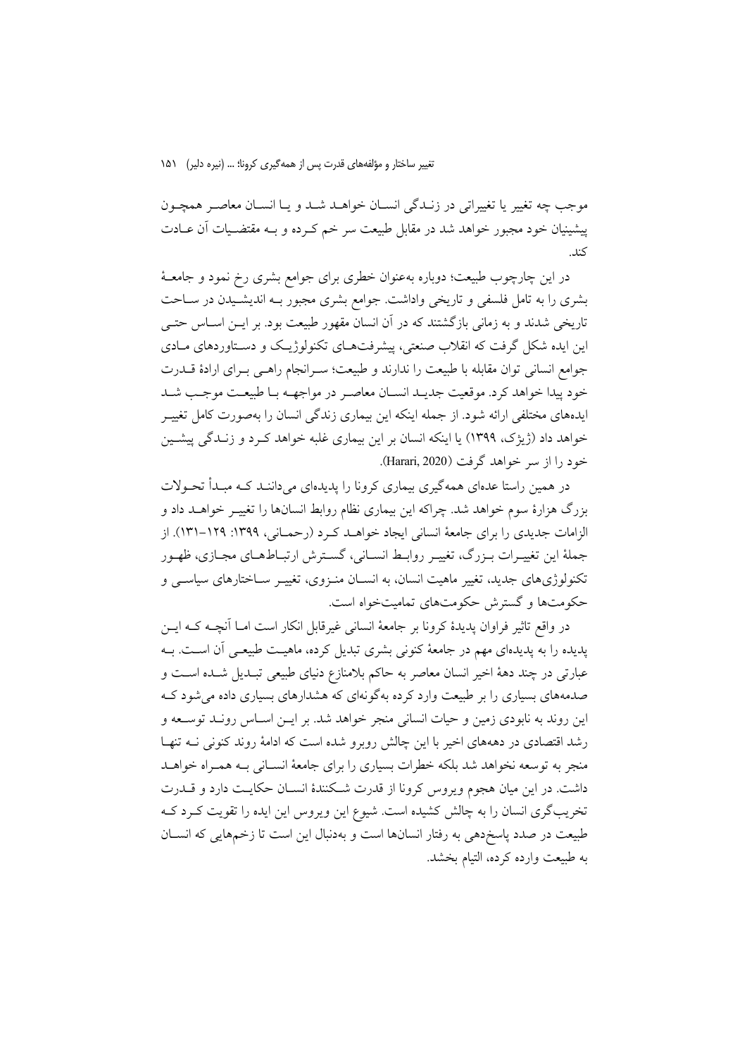موجب چه تغییر یا تغییراتی در زنـدگی انسـان خواهـد شـد و یـا انسـان معاصـر همچـون پیشینیان خود مجبور خواهد شد در مقابل طبیعت سر خم کـرده و بـه مقتضـیات آن عـادت کند.

در این چارچوب طبیعت؛ دوباره به‌عنوان خطری برای جوامع بشری رخ نمود و جامعـهٔ بشری را به تامل فلسفی و تاریخی واداشت. جوامع بشری مجبور بـه اندیشـیدن در سـاحت تاریخی شدند و به زمانی بازگشتند که در آن انسان مقهور طبیعت بود. بر ایـن اسـاس حتـی این ایده شکل گرفت که انقلاب صنعتی، پیشرفت‌هـای تکنولوژیـک و دسـتاوردهای مـادی جوامع انسانی توان مقابله با طبیعت را ندارند و طبیعت؛ سـرانجام راهـی بـرای ارادهٔ قـدرت خود پیدا خواهد کرد. موقعیت جدیـد انسـان معاصـر در مواجهـه بـا طبیعـت موجـب شـد ایده‌های مختلفی ارائه شود. از جمله اینکه این بیماری زندگی انسان را به‌صورت کامل تغییـر خواهد داد (ژیژک، ۱۳۹۹) یا اینکه انسان بر این بیماری غلبه خواهد کـرد و زنـدگی پیشـین خود را از سر خواهد گرفت (Harari, 2020).

در همین راستا عده‌ای همه‌گیری بیماری کرونا را پدیده‌ای می‌داننـد کـه مبـدأ تحـولات بزرگ هزارهٔ سوم خواهد شد. چراکه این بیماری نظام روابط انسان‌ها را تغییـر خواهـد داد و الزامات جدیدی را برای جامعهٔ انسانی ایجاد خواهـد کـرد (رحمـانی، ۱۳۹۹: ۱۲۹-۱۳۱). از جملهٔ این تغییـرات بـزرگ، تغییـر روابـط انسـانی، گسـترش ارتبـاط‌هـای مجـازی، ظهـور تکنولوژی‌های جدید، تغییر ماهیت انسان، به انسـان منـزوی، تغییـر سـاختارهای سیاسـی و حکومت‌ها و گسترش حکومت‌های تمامیت‌خواه است.

در واقع تاثیر فراوان پدیدهٔ کرونا بر جامعهٔ انسانی غیرقابل انکار است امـا آنچـه کـه ایـن پدیده را به پدیده‌ای مهم در جامعهٔ کنونی بشری تبدیل کرده، ماهیـت طبیعـی آن اسـت. بـه عبارتی در چند دههٔ اخیر انسان معاصر به حاکم بلامنازع دنیای طبیعی تبـدیل شـده اسـت و صدمه‌های بسیاری را بر طبیعت وارد کرده به‌گونه‌ای که هشدارهای بسیاری داده می‌شود کـه این روند به نابودی زمین و حیات انسانی منجر خواهد شد. بر ایـن اسـاس رونـد توسـعه و رشد اقتصادی در دهه‌های اخیر با این چالش روبرو شده است که ادامهٔ روند کنونی نـه تنهـا منجر به توسعه نخواهد شد بلکه خطرات بسیاری را برای جامعهٔ انسـانی بـه همـراه خواهـد داشت. در این میان هجوم ویروس کرونا از قدرت شـکنندهٔ انسـان حکایـت دارد و قـدرت تخریب‌گری انسان را به چالش کشیده است. شیوع این ویروس این ایده را تقویت کـرد کـه طبیعت در صدد پاسخ‌دهی به رفتار انسان‌ها است و به‌دنبال این است تا زخم‌هایی که انسـان به طبیعت وارده کرده، التیام بخشد.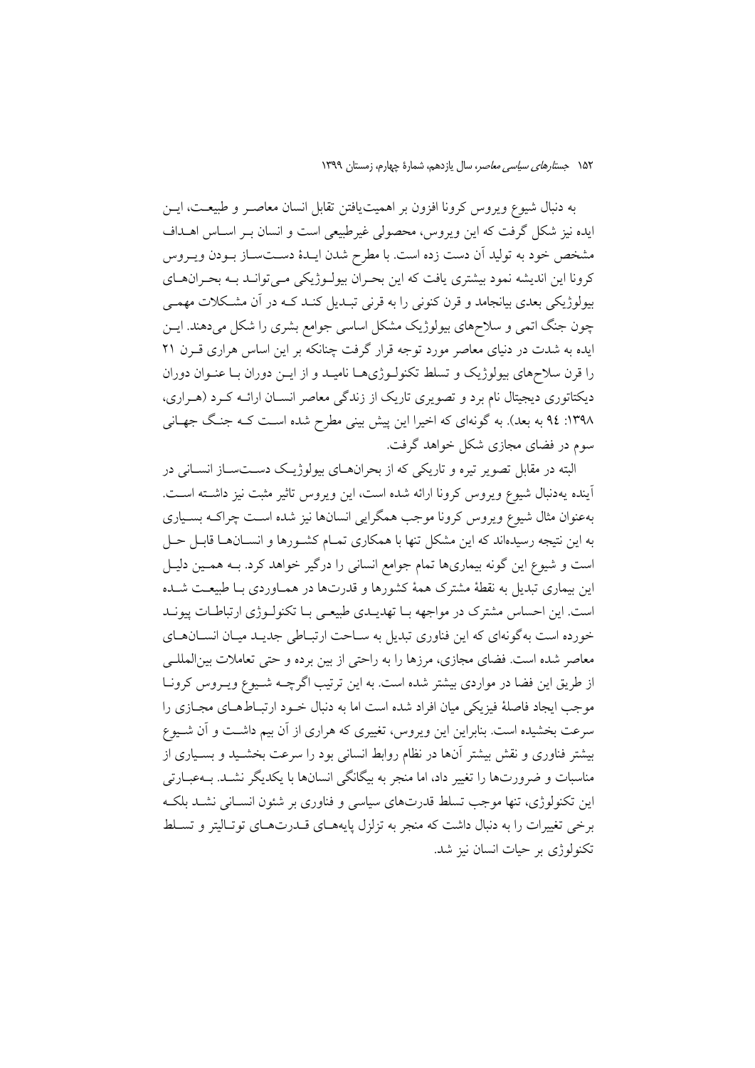به دنبال شیوع ویروس کرونا افزون بر اهمیت‌یافتن تقابل انسان معاصر و طبیعت، این ایده نیز شکل گرفت که این ویروس، محصولی غیرطبیعی است و انسان بر اساس اهداف مشخص خود به تولید آن دست زده است. با مطرح شدن ایدهٔ دست‌ساز بودن ویروس کرونا این اندیشه نمود بیشتری یافت که این بحران بیولوژیکی می‌تواند به بحران‌های بیولوژیکی بعدی بیانجامد و قرن کنونی را به قرنی تبدیل کند که در آن مشکلات مهمی چون جنگ اتمی و سلاح‌های بیولوژیک مشکل اساسی جوامع بشری را شکل می‌دهند. این ایده به شدت در دنیای معاصر مورد توجه قرار گرفت چنانکه بر این اساس هراری قرن ۲۱ را قرن سلاح‌های بیولوژیک و تسلط تکنولوژی‌ها نامید و از این دوران با عنوان دوران دیکتاتوری دیجیتال نام برد و تصویری تاریک از زندگی معاصر انسان ارائه کرد (هراری، ۱۳۹۸: ۹۴ به بعد). به گونه‌ای که اخیرا این پیش بینی مطرح شده است که جنگ جهانی سوم در فضای مجازی شکل خواهد گرفت.

البته در مقابل تصویر تیره و تاریکی که از بحران‌های بیولوژیک دست‌ساز انسانی در آینده به‌دنبال شیوع ویروس کرونا ارائه شده است، این ویروس تاثیر مثبت نیز داشته است. به‌عنوان مثال شیوع ویروس کرونا موجب همگرایی انسان‌ها نیز شده است چراکه بسیاری به این نتیجه رسیده‌اند که این مشکل تنها با همکاری تمام کشورها و انسان‌ها قابل حل است و شیوع این گونه بیماری‌ها تمام جوامع انسانی را درگیر خواهد کرد. به همین دلیل این بیماری تبدیل به نقطهٔ مشترک همهٔ کشورها و قدرت‌ها در همآوردی با طبیعت شده است. این احساس مشترک در مواجهه با تهدیدی طبیعی با تکنولوژی ارتباطات پیوند خورده است به‌گونه‌ای که این فناوری تبدیل به ساحت ارتباطی جدید میان انسان‌های معاصر شده است. فضای مجازی، مرزها را به راحتی از بین برده و حتی تعاملات بین‌المللی از طریق این فضا در مواردی بیشتر شده است. به این ترتیب اگرچه شیوع ویروس کرونا موجب ایجاد فاصلهٔ فیزیکی میان افراد شده است اما به دنبال خود ارتباط‌های مجازی را سرعت بخشیده است. بنابراین این ویروس، تغییری که هراری از آن بیم داشت و آن شیوع بیشتر فناوری و نقش بیشتر آن‌ها در نظام روابط انسانی بود را سرعت بخشید و بسیاری از مناسبات و ضرورت‌ها را تغییر داد، اما منجر به بیگانگی انسان‌ها با یکدیگر نشد. به‌عبارتی این تکنولوژی، تنها موجب تسلط قدرت‌های سیاسی و فناوری بر شئون انسانی نشد بلکه برخی تغییرات را به دنبال داشت که منجر به تزلزل پایه‌های قدرت‌های توتالیتر و تسلط تکنولوژی بر حیات انسان نیز شد.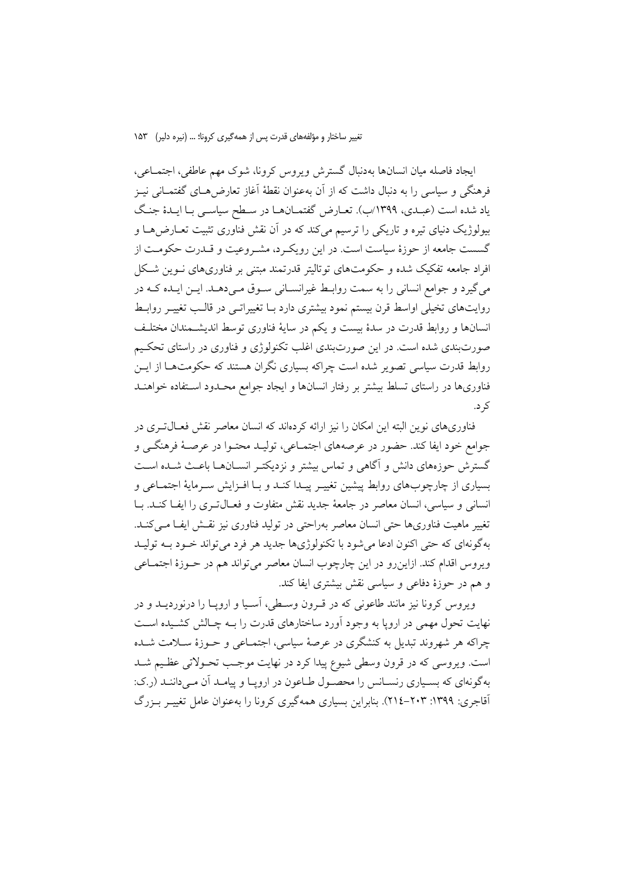ایجاد فاصله میان انسان‌ها به‌دنبال گسترش ویروس کرونا، شوک مهم عاطفی، اجتماعی، فرهنگی و سیاسی را به دنبال داشت که از آن به‌عنوان نقطهٔ آغاز تعارض‌های گفتمانی نیز یاد شده است (عبدی، ۱۳۹۹/ب). تعارض گفتمان‌ها در سطح سیاسی با ایدهٔ جنگ بیولوژیک دنیای تیره و تاریکی را ترسیم می‌کند که در آن نقش فناوری تثبیت تعارض‌ها و گسست جامعه از حوزهٔ سیاست است. در این رویکرد، مشروعیت و قدرت حکومت از افراد جامعه تفکیک شده و حکومت‌های توتالیتر قدرتمند مبتنی بر فناوری‌های نوین شکل می‌گیرد و جوامع انسانی را به سمت روابط غیرانسانی سوق می‌دهد. این ایده که در روایت‌های تخیلی اواسط قرن بیستم نمود بیشتری دارد با تغییراتی در قالب تغییر روابط انسان‌ها و روابط قدرت در سدهٔ بیست و یکم در سایهٔ فناوری توسط اندیشمندان مختلف صورت‌بندی شده است. در این صورت‌بندی اغلب تکنولوژی و فناوری در راستای تحکیم روابط قدرت سیاسی تصویر شده است چراکه بسیاری نگران هستند که حکومت‌ها از این فناوری‌ها در راستای تسلط بیشتر بر رفتار انسان‌ها و ایجاد جوامع محدود استفاده خواهند کرد.

فناوری‌های نوین البته این امکان را نیز ارائه کرده‌اند که انسان معاصر نقش فعال‌تری در جوامع خود ایفا کند. حضور در عرصه‌های اجتماعی، تولید محتوا در عرصهٔ فرهنگی و گسترش حوزه‌های دانش و آگاهی و تماس بیشتر و نزدیکتر انسان‌ها باعث شده است بسیاری از چارچوب‌های روابط پیشین تغییر پیدا کند و با افزایش سرمایهٔ اجتماعی و انسانی و سیاسی، انسان معاصر در جامعهٔ جدید نقش متفاوت و فعال‌تری را ایفا کند. با تغییر ماهیت فناوری‌ها حتی انسان معاصر به‌راحتی در تولید فناوری نیز نقش ایفا می‌کند. به‌گونه‌ای که حتی اکنون ادعا می‌شود با تکنولوژی‌ها جدید هر فرد می‌تواند خود به تولید ویروس اقدام کند. ازاین‌رو در این چارچوب انسان معاصر می‌تواند هم در حوزهٔ اجتماعی و هم در حوزهٔ دفاعی و سیاسی نقش بیشتری ایفا کند.

ویروس کرونا نیز مانند طاعونی که در قرون وسطی، آسیا و اروپا را درنوردید و در نهایت تحول مهمی در اروپا به وجود آورد ساختارهای قدرت را به چالش کشیده است چراکه هر شهروند تبدیل به کنشگری در عرصهٔ سیاسی، اجتماعی و حوزهٔ سلامت شده است. ویروسی که در قرون وسطی شیوع پیدا کرد در نهایت موجب تحولاتی عظیم شد به‌گونه‌ای که بسیاری رنسانس را محصول طاعون در اروپا و پیامد آن می‌دانند (ر.ک: آقاجری: ۱۳۹۹: ۲۰۳–۲۱۴). بنابراین بسیاری همه‌گیری کرونا را به‌عنوان عامل تغییر بزرگ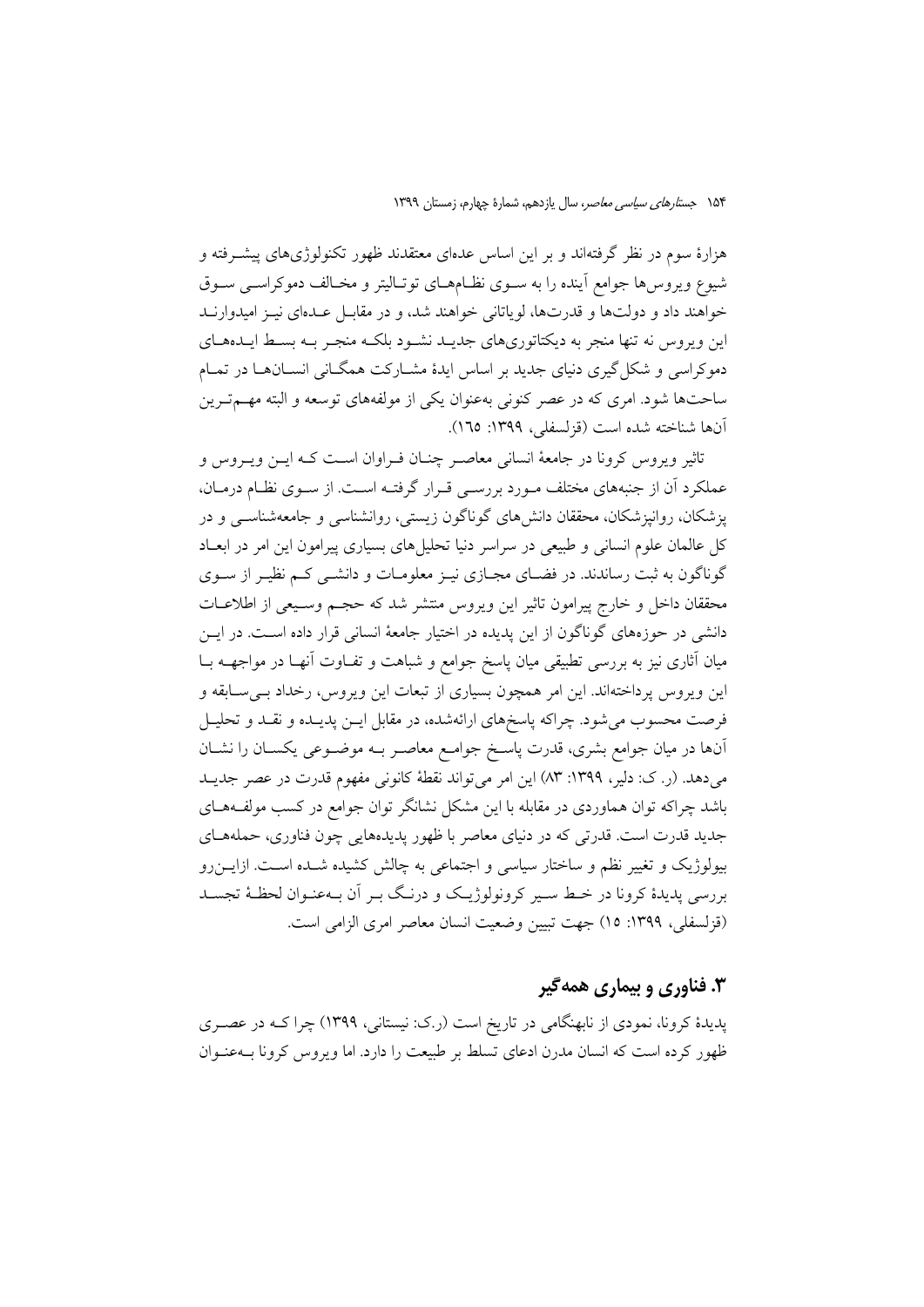هزارهٔ سوم در نظر گرفته‌اند و بر این اساس عده‌ای معتقدند ظهور تکنولوژی‌های پیشرفته و شیوع ویروس‌ها جوامع آینده را به سوی نظام‌های توتالیتر و مخالف دموکراسی سوق خواهند داد و دولت‌ها و قدرت‌ها، لویاتانی خواهند شد، و در مقابل عده‌ای نیز امیدوارند این ویروس نه تنها منجر به دیکتاتوری‌های جدید نشود بلکه منجر به بسط ایده‌های دموکراسی و شکل‌گیری دنیای جدید بر اساس ایدهٔ مشارکت همگانی انسان‌ها در تمام ساحت‌ها شود. امری که در عصر کنونی به‌عنوان یکی از مولفه‌های توسعه و البته مهم‌ترین آن‌ها شناخته شده است (قزلسفلی، ۱۳۹۹: ۱۶۵).

تاثیر ویروس کرونا در جامعهٔ انسانی معاصر چنان فراوان است که این ویروس و عملکرد آن از جنبه‌های مختلف مورد بررسی قرار گرفته است. از سوی نظام درمان، پزشکان، روانپزشکان، محققان دانش‌های گوناگون زیستی، روانشناسی و جامعه‌شناسی و در کل عالمان علوم انسانی و طبیعی در سراسر دنیا تحلیل‌های بسیاری پیرامون این امر در ابعاد گوناگون به ثبت رساندند. در فضای مجازی نیز معلومات و دانشی کم نظیر از سوی محققان داخل و خارج پیرامون تاثیر این ویروس منتشر شد که حجم وسیعی از اطلاعات دانشی در حوزه‌های گوناگون از این پدیده در اختیار جامعهٔ انسانی قرار داده است. در این میان آثاری نیز به بررسی تطبیقی میان پاسخ جوامع و شباهت و تفاوت آنها در مواجهه با این ویروس پرداخته‌اند. این امر همچون بسیاری از تبعات این ویروس، رخداد بی‌سابقه و فرصت محسوب می‌شود. چراکه پاسخ‌های ارائه‌شده، در مقابل این پدیده و نقد و تحلیل آن‌ها در میان جوامع بشری، قدرت پاسخ جوامع معاصر به موضوعی یکسان را نشان می‌دهد. (ر. ک: دلیر، ۱۳۹۹: ۸۳) این امر می‌تواند نقطهٔ کانونی مفهوم قدرت در عصر جدید باشد چراکه توان هماوردی در مقابله با این مشکل نشانگر توان جوامع در کسب مولفه‌های جدید قدرت است. قدرتی که در دنیای معاصر با ظهور پدیده‌هایی چون فناوری، حمله‌های بیولوژیک و تغییر نظم و ساختار سیاسی و اجتماعی به چالش کشیده شده است. ازاین‌رو بررسی پدیدهٔ کرونا در خط سیر کرونولوژیک و درنگ بر آن به‌عنوان لحظهٔ تجسد (قزلسفلی، ۱۳۹۹: ۱۵) جهت تبیین وضعیت انسان معاصر امری الزامی است.

## ۳. فناوری و بیماری همه‌گیر

پدیدهٔ کرونا، نمودی از نابهنگامی در تاریخ است (ر.ک: نیستانی، ۱۳۹۹) چرا که در عصری ظهور کرده است که انسان مدرن ادعای تسلط بر طبیعت را دارد. اما ویروس کرونا به‌عنوان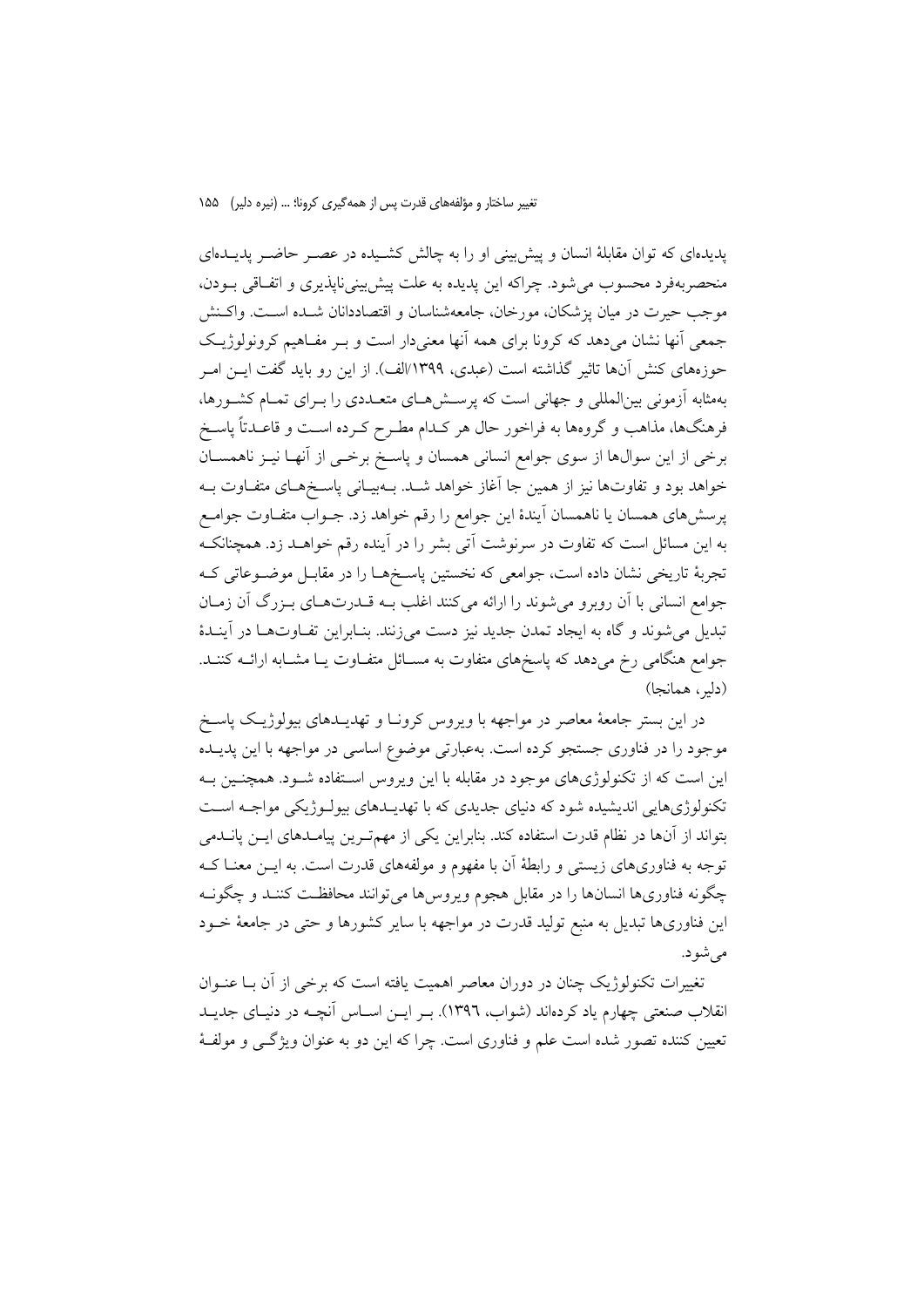پدیده‌ای که توان مقابلهٔ انسان و پیش‌بینی او را به چالش کشیده در عصر حاضر پدیده‌ای منحصربه‌فرد محسوب می‌شود. چراکه این پدیده به علت پیش‌بینی‌ناپذیری و اتفاقی بودن، موجب حیرت در میان پزشکان، مورخان، جامعه‌شناسان و اقتصاددانان شده است. واکنش جمعی آنها نشان می‌دهد که کرونا برای همه آنها معنی‌دار است و بر مفاهیم کرونولوژیک حوزه‌های کنش آن‌ها تاثیر گذاشته است (عبدی، ۱۳۹۹/الف). از این رو باید گفت این امر به‌مثابه آزمونی بین‌المللی و جهانی است که پرسش‌های متعددی را برای تمام کشورها، فرهنگ‌ها، مذاهب و گروه‌ها به فراخور حال هر کدام مطرح کرده است و قاعدتاً پاسخ برخی از این سوال‌ها از سوی جوامع انسانی همسان و پاسخ برخی از آنها نیز ناهمسان خواهد بود و تفاوت‌ها نیز از همین جا آغاز خواهد شد. به‌بیانی پاسخ‌های متفاوت به پرسش‌های همسان یا ناهمسان آیندهٔ این جوامع را رقم خواهد زد. جواب متفاوت جوامع به این مسائل است که تفاوت در سرنوشت آتی بشر را در آینده رقم خواهد زد. همچنانکه تجربهٔ تاریخی نشان داده است، جوامعی که نخستین پاسخ‌ها را در مقابل موضوعاتی که جوامع انسانی با آن روبرو می‌شوند را ارائه می‌کنند اغلب به قدرت‌های بزرگ آن زمان تبدیل می‌شوند و گاه به ایجاد تمدن جدید نیز دست می‌زنند. بنابراین تفاوت‌ها در آیندهٔ جوامع هنگامی رخ می‌دهد که پاسخ‌های متفاوت به مسائل متفاوت یا مشابه ارائه کنند. (دلیر، همانجا)

در این بستر جامعهٔ معاصر در مواجهه با ویروس کرونا و تهدیدهای بیولوژیک پاسخ موجود را در فناوری جستجو کرده است. به‌عبارتی موضوع اساسی در مواجهه با این پدیده این است که از تکنولوژی‌های موجود در مقابله با این ویروس استفاده شود. همچنین به تکنولوژی‌هایی اندیشیده شود که دنیای جدیدی که با تهدیدهای بیولوژیکی مواجه است بتواند از آن‌ها در نظام قدرت استفاده کند. بنابراین یکی از مهم‌ترین پیامدهای این پاندمی توجه به فناوری‌های زیستی و رابطهٔ آن با مفهوم و مولفه‌های قدرت است. به این معنا که چگونه فناوری‌ها انسان‌ها را در مقابل هجوم ویروس‌ها می‌توانند محافظت کنند و چگونه این فناوری‌ها تبدیل به منبع تولید قدرت در مواجهه با سایر کشورها و حتی در جامعهٔ خود می‌شود.

تغییرات تکنولوژیک چنان در دوران معاصر اهمیت یافته است که برخی از آن با عنوان انقلاب صنعتی چهارم یاد کرده‌اند (شواب، ۱۳۹٦). بر این اساس آنچه در دنیای جدید تعیین کننده تصور شده است علم و فناوری است. چرا که این دو به عنوان ویژگی و مولفهٔ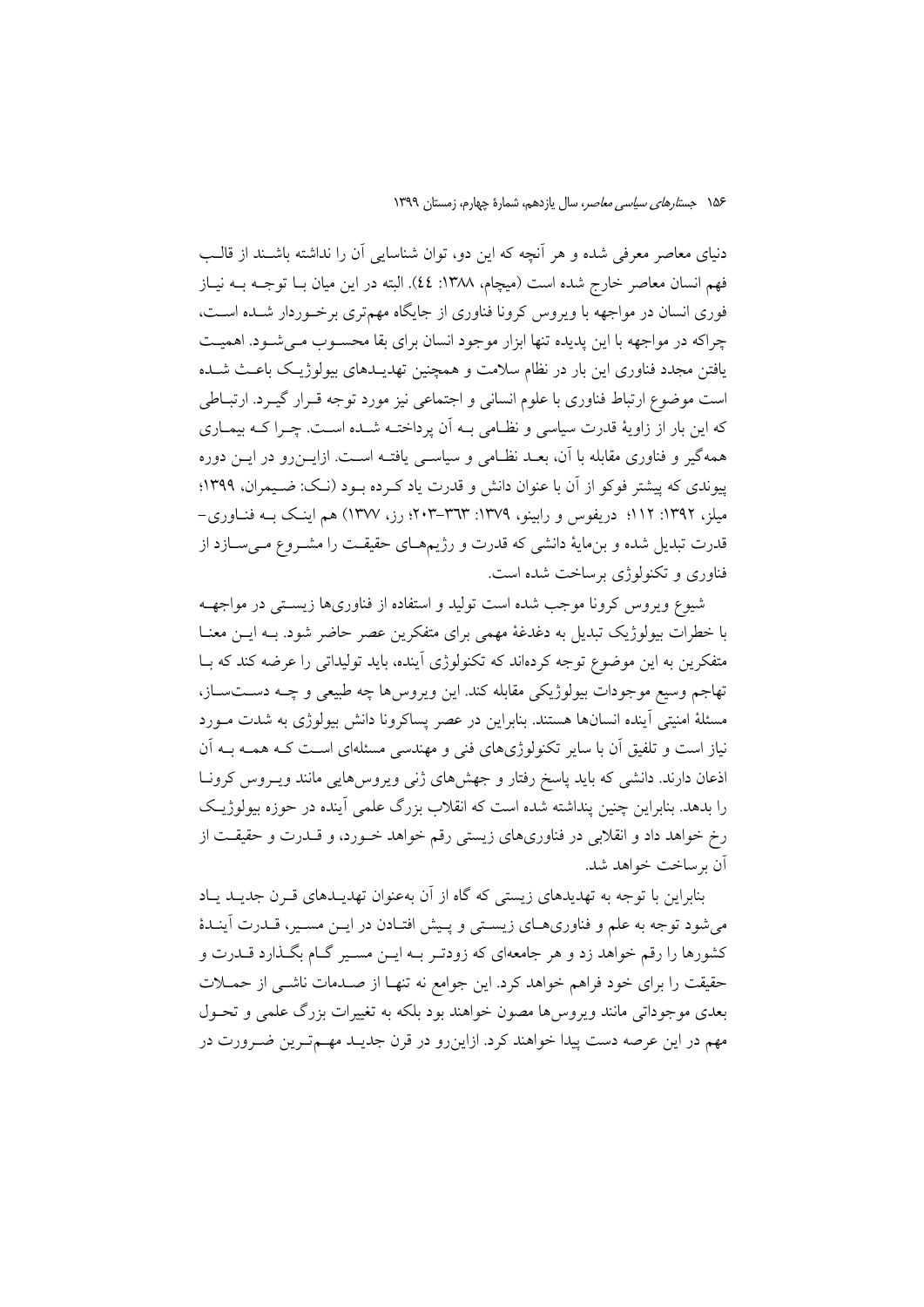دنیای معاصر معرفی شده و هر آنچه که این دو، توان شناسایی آن را نداشته باشند از قالب فهم انسان معاصر خارج شده است (میچام، ۱۳۸۸: ٤٤). البته در این میان با توجه به نیاز فوری انسان در مواجهه با ویروس کرونا فناوری از جایگاه مهم‌تری برخوردار شده است، چراکه در مواجهه با این پدیده تنها ابزار موجود انسان برای بقا محسوب می‌شود. اهمیت یافتن مجدد فناوری این بار در نظام سلامت و همچنین تهدیدهای بیولوژیک باعث شده است موضوع ارتباط فناوری با علوم انسانی و اجتماعی نیز مورد توجه قرار گیرد. ارتباطی که این بار از زاویهٔ قدرت سیاسی و نظامی به آن پرداخته شده است. چرا که بیماری همه‌گیر و فناوری مقابله با آن، بعد نظامی و سیاسی یافته است. ازاین‌رو در این دوره پیوندی که پیشتر فوکو از آن با عنوان دانش و قدرت یاد کرده بود (نک: ضیمران، ۱۳۹۹؛ میلز، ۱۳۹۲: ۱۱۲؛ دریفوس و رابینو، ۱۳۷۹: ۳٦۳-۲۰۳؛ رز، ۱۳۷۷) هم اینک به فناوری-قدرت تبدیل شده و بن‌مایهٔ دانشی که قدرت و رژیم‌های حقیقت را مشروع می‌سازد از فناوری و تکنولوژی برساخت شده است.

شیوع ویروس کرونا موجب شده است تولید و استفاده از فناوری‌ها زیستی در مواجهه با خطرات بیولوژیک تبدیل به دغدغهٔ مهمی برای متفکرین عصر حاضر شود. به این معنا متفکرین به این موضوع توجه کرده‌اند که تکنولوژی آینده، باید تولیداتی را عرضه کند که با تهاجم وسیع موجودات بیولوژیکی مقابله کند. این ویروس‌ها چه طبیعی و چه دست‌ساز، مسئلهٔ امنیتی آینده انسان‌ها هستند. بنابراین در عصر پساکرونا دانش بیولوژی به شدت مورد نیاز است و تلفیق آن با سایر تکنولوژی‌های فنی و مهندسی مسئله‌ای است که همه به آن اذعان دارند. دانشی که باید پاسخ رفتار و جهش‌های ژنی ویروس‌هایی مانند ویروس کرونا را بدهد. بنابراین چنین پنداشته شده است که انقلاب بزرگ علمی آینده در حوزه بیولوژیک رخ خواهد داد و انقلابی در فناوری‌های زیستی رقم خواهد خورد، و قدرت و حقیقت از آن برساخت خواهد شد.

بنابراین با توجه به تهدیدهای زیستی که گاه از آن به‌عنوان تهدیدهای قرن جدید یاد می‌شود توجه به علم و فناوری‌های زیستی و پیش افتادن در این مسیر، قدرت آیندهٔ کشورها را رقم خواهد زد و هر جامعه‌ای که زودتر به این مسیر گام بگذارد قدرت و حقیقت را برای خود فراهم خواهد کرد. این جوامع نه تنها از صدمات ناشی از حملات بعدی موجوداتی مانند ویروس‌ها مصون خواهند بود بلکه به تغییرات بزرگ علمی و تحول مهم در این عرصه دست پیدا خواهند کرد. ازاین‌رو در قرن جدید مهم‌ترین ضرورت در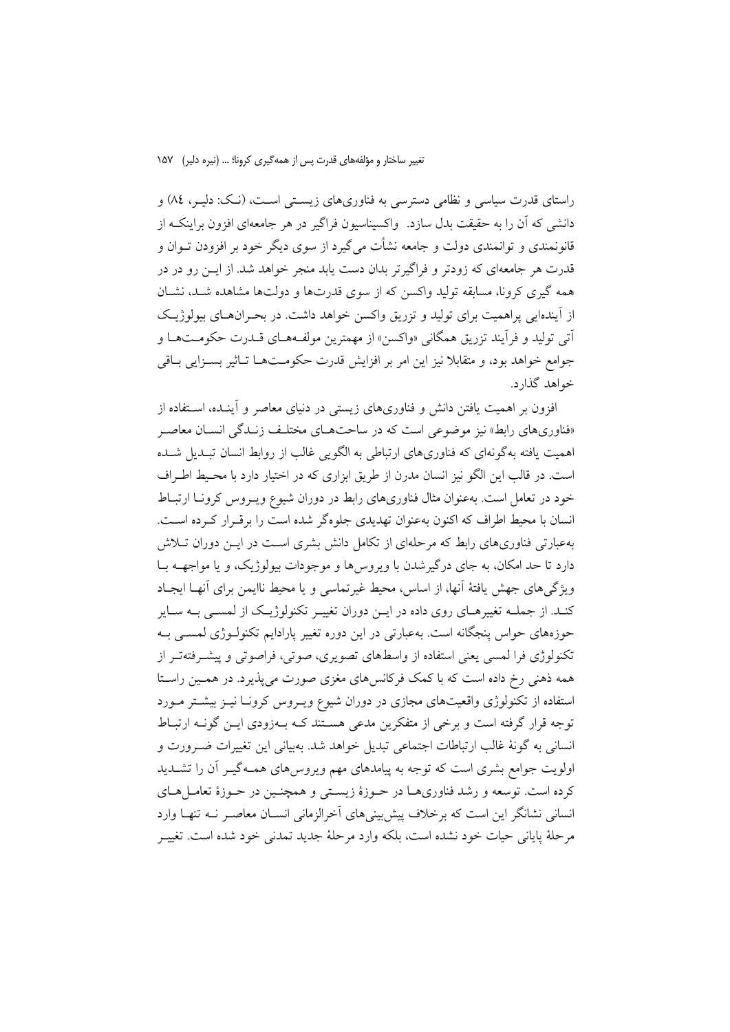راستای قدرت سیاسی و نظامی دسترسی به فناوری‌های زیستی است، (نک: دلیر، ۸۴) و دانشی که آن را به حقیقت بدل سازد. واکسیناسیون فراگیر در هر جامعه‌ای افزون براینکه از قانونمندی و توانمندی دولت و جامعه نشأت می‌گیرد از سوی دیگر خود بر افزودن توان و قدرت هر جامعه‌ای که زودتر و فراگیرتر بدان دست یابد منجر خواهد شد. از این رو در در همه گیری کرونا، مسابقه تولید واکسن که از سوی قدرت‌ها و دولت‌ها مشاهده شد، نشان از آینده‌ایی پراهمیت برای تولید و تزریق واکسن خواهد داشت. در بحران‌های بیولوژیک آتی تولید و فرآیند تزریق همگانی «واکسن» از مهمترین مولفه‌های قدرت حکومت‌ها و جوامع خواهد بود، و متقابلا نیز این امر بر افزایش قدرت حکومت‌ها تاثیر بسزایی باقی خواهد گذارد.

افزون بر اهمیت یافتن دانش و فناوری‌های زیستی در دنیای معاصر و آینده، استفاده از «فناوری‌های رابط» نیز موضوعی است که در ساحت‌های مختلف زندگی انسان معاصر اهمیت یافته به‌گونه‌ای که فناوری‌های ارتباطی به الگویی غالب از روابط انسان تبدیل شده است. در قالب این الگو نیز انسان مدرن از طریق ابزاری که در اختیار دارد با محیط اطراف خود در تعامل است. به‌عنوان مثال فناوری‌های رابط در دوران شیوع ویروس کرونا ارتباط انسان با محیط اطراف که اکنون به‌عنوان تهدیدی جلوه‌گر شده است را برقرار کرده است. به‌عبارتی فناوری‌های رابط که مرحله‌ای از تکامل دانش بشری است در این دوران تلاش دارد تا حد امکان، به جای درگیرشدن با ویروس‌ها و موجودات بیولوژیک، و یا مواجهه با ویژگی‌های جهش یافتهٔ آنها، از اساس، محیط غیرتماسی و یا محیط ناایمن برای آنها ایجاد کند. از جمله تغییرهای روی داده در این دوران تغییر تکنولوژیک از لمسی به سایر حوزه‌های حواس پنجگانه است. به‌عبارتی در این دوره تغییر پارادایم تکنولوژی لمسی به تکنولوژی فرا لمسی یعنی استفاده از واسطهای تصویری، صوتی، فراصوتی و پیشرفته‌تر از همه ذهنی رخ داده است که با کمک فرکانس‌های مغزی صورت می‌پذیرد. در همین راستا استفاده از تکنولوژی واقعیت‌های مجازی در دوران شیوع ویروس کرونا نیز بیشتر مورد توجه قرار گرفته است و برخی از متفکرین مدعی هستند که به‌زودی این گونه ارتباط انسانی به گونهٔ غالب ارتباطات اجتماعی تبدیل خواهد شد. به‌بیانی این تغییرات ضرورت و اولویت جوامع بشری است که توجه به پیامدهای مهم ویروس‌های همه‌گیر آن را تشدید کرده است. توسعه و رشد فناوری‌ها در حوزهٔ زیستی و همچنین در حوزهٔ تعامل‌های انسانی نشانگر این است که برخلاف پیش‌بینی‌های آخرالزمانی انسان معاصر نه تنها وارد مرحلهٔ پایانی حیات خود نشده است، بلکه وارد مرحلهٔ جدید تمدنی خود شده است. تغییر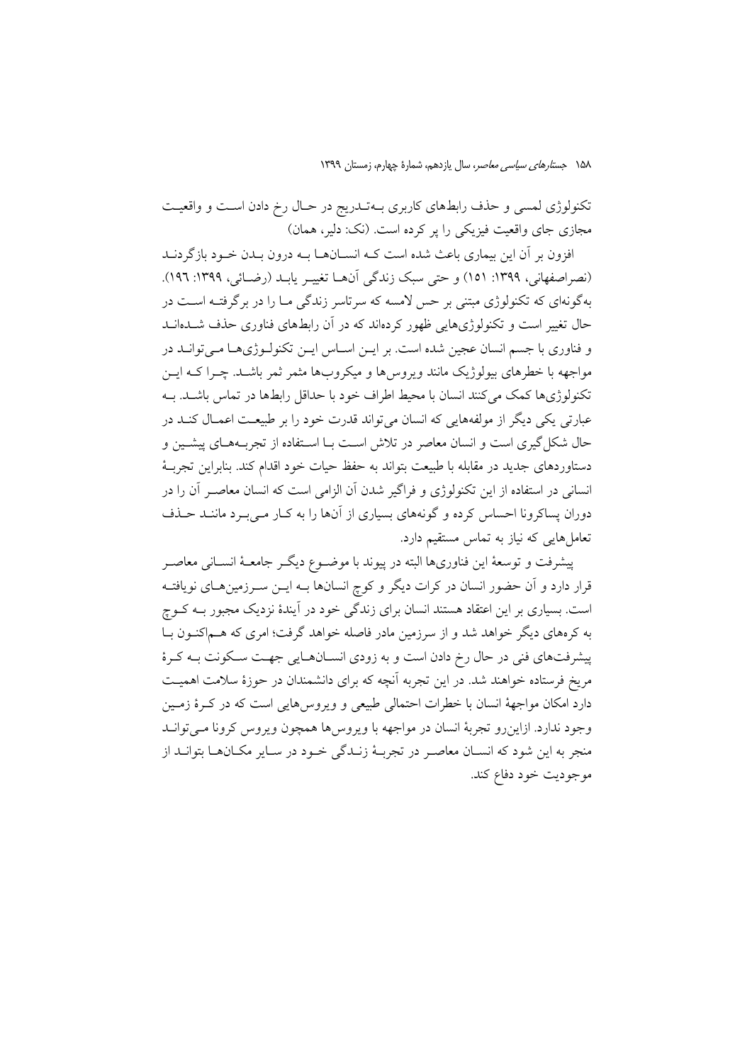تکنولوژی لمسی و حذف رابط‌های کاربری به‌تدریج در حال رخ دادن است و واقعیت مجازی جای واقعیت فیزیکی را پر کرده است. (نک: دلیر، همان)

افزون بر آن این بیماری باعث شده است که انسان‌ها به درون بدن خود بازگردند (نصراصفهانی، ۱۳۹۹: ۱۵۱) و حتی سبک زندگی آن‌ها تغییر یابد (رضائی، ۱۳۹۹: ۱۹۶). به‌گونه‌ای که تکنولوژی مبتنی بر حس لامسه که سرتاسر زندگی ما را در برگرفته است در حال تغییر است و تکنولوژی‌هایی ظهور کرده‌اند که در آن رابط‌های فناوری حذف شده‌اند و فناوری با جسم انسان عجین شده است. بر این اساس این تکنولوژی‌ها می‌توانند در مواجهه با خطرهای بیولوژیک مانند ویروس‌ها و میکروب‌ها مثمر ثمر باشند. چرا که این تکنولوژی‌ها کمک می‌کنند انسان با محیط اطراف خود با حداقل رابط‌ها در تماس باشد. به عبارتی یکی دیگر از مولفه‌هایی که انسان می‌تواند قدرت خود را بر طبیعت اعمال کند در حال شکل‌گیری است و انسان معاصر در تلاش است با استفاده از تجربه‌های پیشین و دستاوردهای جدید در مقابله با طبیعت بتواند به حفظ حیات خود اقدام کند. بنابراین تجربهٔ انسانی در استفاده از این تکنولوژی و فراگیر شدن آن الزامی است که انسان معاصر آن را در دوران پساکرونا احساس کرده و گونه‌های بسیاری از آن‌ها را به کار می‌برد مانند حذف تعامل‌هایی که نیاز به تماس مستقیم دارد.

پیشرفت و توسعهٔ این فناوری‌ها البته در پیوند با موضوع دیگر جامعهٔ انسانی معاصر قرار دارد و آن حضور انسان در کرات دیگر و کوچ انسان‌ها به این سرزمین‌های نویافته است. بسیاری بر این اعتقاد هستند انسان برای زندگی خود در آیندهٔ نزدیک مجبور به کوچ به کره‌های دیگر خواهد شد و از سرزمین مادر فاصله خواهد گرفت؛ امری که هم‌اکنون با پیشرفت‌های فنی در حال رخ دادن است و به زودی انسان‌هایی جهت سکونت به کرهٔ مریخ فرستاده خواهند شد. در این تجربه آنچه که برای دانشمندان در حوزهٔ سلامت اهمیت دارد امکان مواجههٔ انسان با خطرات احتمالی طبیعی و ویروس‌هایی است که در کرهٔ زمین وجود ندارد. ازاین‌رو تجربهٔ انسان در مواجهه با ویروس‌ها همچون ویروس کرونا می‌تواند منجر به این شود که انسان معاصر در تجربهٔ زندگی خود در سایر مکان‌ها بتواند از موجودیت خود دفاع کند.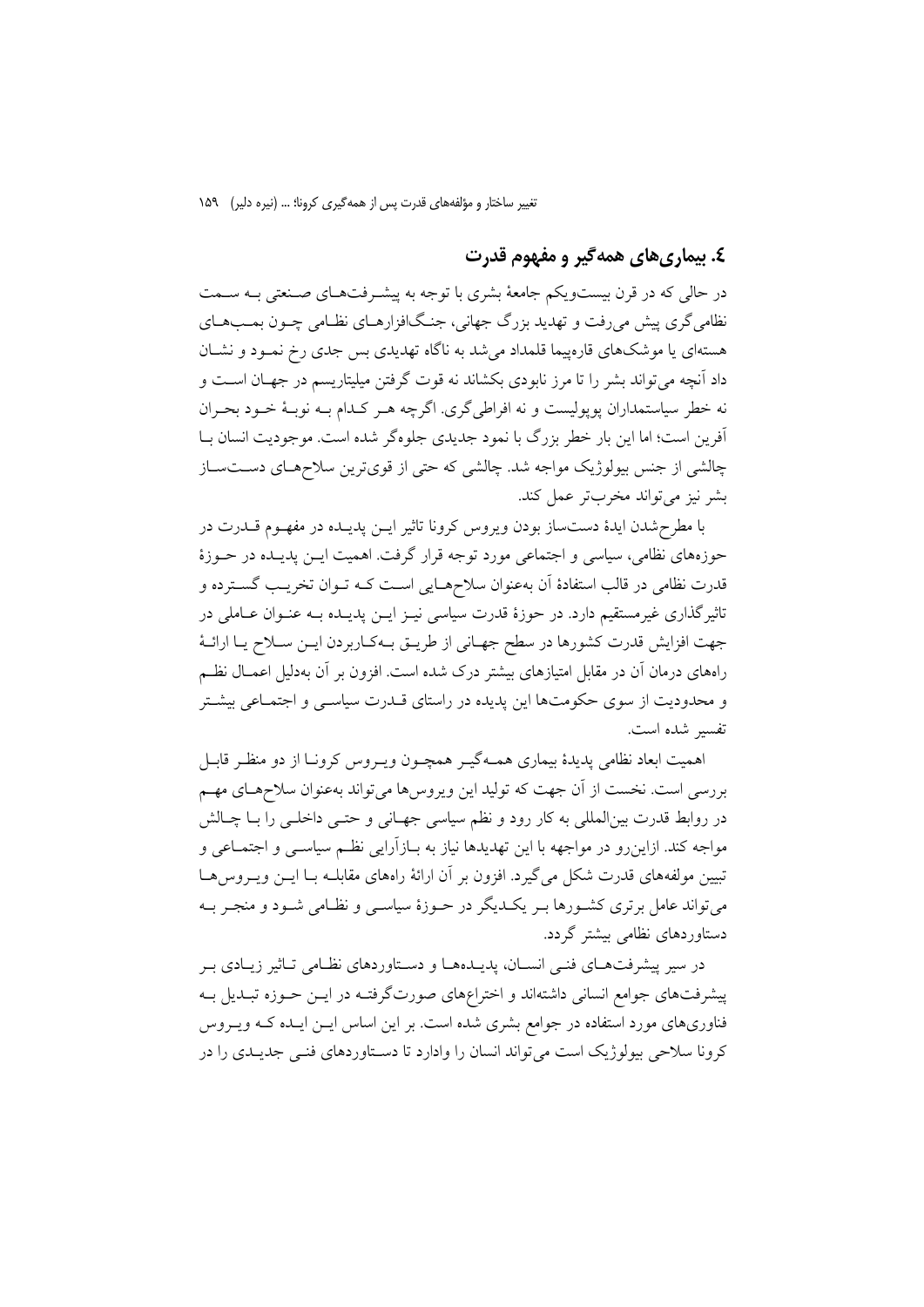## ٤. بیماری‌های همه‌گیر و مفهوم قدرت

در حالی که در قرن بیست‌ویکم جامعهٔ بشری با توجه به پیشـرفت‌هـای صـنعتی بـه سـمت نظامی‌گری پیش می‌رفت و تهدید بزرگ جهانی، جنـگ‌افزارهـای نظـامی چـون بمـب‌هـای هسته‌ای یا موشک‌های قاره‌پیما قلمداد می‌شد به ناگاه تهدیدی بس جدی رخ نمـود و نشـان داد آنچه می‌تواند بشر را تا مرز نابودی بکشاند نه قوت گرفتن میلیتاریسم در جهـان اسـت و نه خطر سیاستمداران پوپولیست و نه افراطی‌گری. اگرچه هـر کـدام بـه نوبـهٔ خـود بحـران آفرین است؛ اما این بار خطر بزرگ با نمود جدیدی جلوه‌گر شده است. موجودیت انسان بـا چالشی از جنس بیولوژیک مواجه شد. چالشی که حتی از قوی‌ترین سلاح‌هـای دسـت‌سـاز بشر نیز می‌تواند مخرب‌تر عمل کند.

با مطرح‌شدن ایدهٔ دست‌ساز بودن ویروس کرونا تاثیر ایـن پدیـده در مفهـوم قـدرت در حوزه‌های نظامی، سیاسی و اجتماعی مورد توجه قرار گرفت. اهمیت ایـن پدیـده در حـوزهٔ قدرت نظامی در قالب استفادهٔ آن به‌عنوان سلاح‌هـایی اسـت کـه تـوان تخریـب گسـترده و تاثیرگذاری غیرمستقیم دارد. در حوزهٔ قدرت سیاسی نیـز ایـن پدیـده بـه عنـوان عـاملی در جهت افزایش قدرت کشورها در سطح جهـانی از طریـق بـه‌کـاربردن ایـن سـلاح یـا ارائـهٔ راه‌های درمان آن در مقابل امتیازهای بیشتر درک شده است. افزون بر آن به‌دلیل اعمـال نظـم و محدودیت از سوی حکومت‌ها این پدیده در راستای قـدرت سیاسـی و اجتمـاعی بیشـتر تفسیر شده است.

اهمیت ابعاد نظامی پدیدهٔ بیماری همـه‌گیـر همچـون ویـروس کرونـا از دو منظـر قابـل بررسی است. نخست از آن جهت که تولید این ویروس‌ها می‌تواند به‌عنوان سلاح‌هـای مهـم در روابط قدرت بین‌المللی به کار رود و نظم سیاسی جهـانی و حتـی داخلـی را بـا چـالش مواجه کند. ازاین‌رو در مواجهه با این تهدیدها نیاز به بـازآرایی نظـم سیاسـی و اجتمـاعی و تبیین مولفه‌های قدرت شکل می‌گیرد. افزون بر آن ارائهٔ راه‌های مقابلـه بـا ایـن ویـروس‌هـا می‌تواند عامل برتری کشـورها بـر یکـدیگر در حـوزهٔ سیاسـی و نظـامی شـود و منجـر بـه دستاوردهای نظامی بیشتر گردد.

در سیر پیشرفت‌هـای فنـی انسـان، پدیـده‌هـا و دسـتاوردهای نظـامی تـاثیر زیـادی بـر پیشرفت‌های جوامع انسانی داشته‌اند و اختراع‌های صورت‌گرفتـه در ایـن حـوزه تبـدیل بـه فناوری‌های مورد استفاده در جوامع بشری شده است. بر این اساس ایـن ایـده کـه ویـروس کرونا سلاحی بیولوژیک است می‌تواند انسان را وادارد تا دسـتاوردهای فنـی جدیـدی را در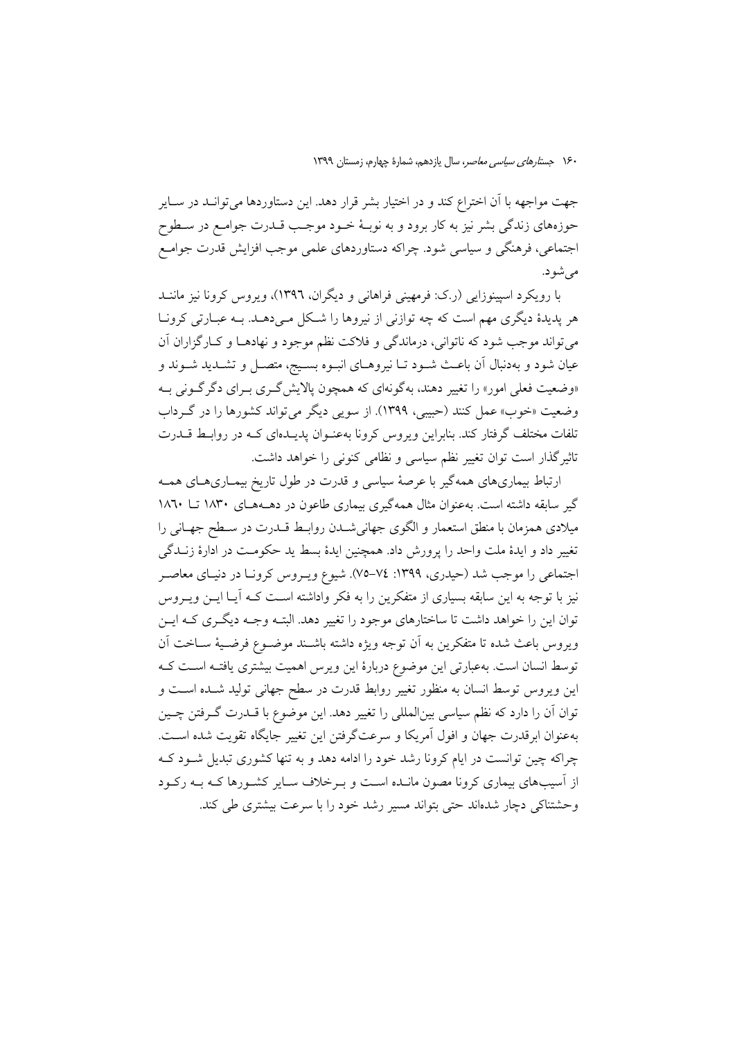جهت مواجهه با آن اختراع کند و در اختیار بشر قرار دهد. این دستاوردها می‌توانــد در ســایر حوزه‌های زندگی بشر نیز به کار برود و به نوبــهٔ خــود موجــب قــدرت جوامــع در ســطوح اجتماعی، فرهنگی و سیاسی شود. چراکه دستاوردهای علمی موجب افزایش قدرت جوامـع می‌شود.

با رویکرد اسپینوزایی (ر.ک: فرمهینی فراهانی و دیگران، ۱۳۹۶)، ویروس کرونا نیز ماننـد هر پدیدهٔ دیگری مهم است که چه توازنی از نیروها را شـکل مـی‌دهـد. بـه عبـارتی کرونـا می‌تواند موجب شود که ناتوانی، درماندگی و فلاکت نظم موجود و نهادهـا و کـارگزاران آن عیان شود و به‌دنبال آن باعـث شـود تـا نیروهـای انبـوه بسـیج، متصـل و تشـدید شـوند و «وضعیت فعلی امور» را تغییر دهند، به‌گونه‌ای که همچون پالایش‌گـری بـرای دگرگـونی بـه وضعیت «خوب» عمل کنند (حبیبی، ۱۳۹۹). از سویی دیگر می‌تواند کشورها را در گـرداب تلفات مختلف گرفتار کند. بنابراین ویروس کرونا به‌عنـوان پدیـده‌ای کـه در روابـط قـدرت تاثیرگذار است توان تغییر نظم سیاسی و نظامی کنونی را خواهد داشت.

ارتباط بیماری‌های همه‌گیر با عرصهٔ سیاسی و قدرت در طول تاریخ بیمـاری‌هـای همـه گیر سابقه داشته است. به‌عنوان مثال همه‌گیری بیماری طاعون در دهـه‌هـای ۱۸۳۰ تـا ۱۸۶۰ میلادی همزمان با منطق استعمار و الگوی جهانی‌شـدن روابـط قـدرت در سـطح جهـانی را تغییر داد و ایدهٔ ملت واحد را پرورش داد. همچنین ایدهٔ بسط ید حکومـت در ادارهٔ زنـدگی اجتماعی را موجب شد (حیدری، ۱۳۹۹: ۷۴–۷۵). شیوع ویـروس کرونـا در دنیـای معاصـر نیز با توجه به این سابقه بسیاری از متفکرین را به فکر واداشته اسـت کـه آیـا ایـن ویـروس توان این را خواهد داشت تا ساختارهای موجود را تغییر دهد. البتـه وجـه دیگـری کـه ایـن ویروس باعث شده تا متفکرین به آن توجه ویژه داشته باشـند موضـوع فرضـیهٔ سـاخت آن توسط انسان است. به‌عبارتی این موضوع دربارهٔ این ویرس اهمیت بیشتری یافتـه اسـت کـه این ویروس توسط انسان به منظور تغییر روابط قدرت در سطح جهانی تولید شـده اسـت و توان آن را دارد که نظم سیاسی بین‌المللی را تغییر دهد. این موضوع با قـدرت گـرفتن چـین به‌عنوان ابرقدرت جهان و افول آمریکا و سرعت‌گرفتن این تغییر جایگاه تقویت شده اسـت. چراکه چین توانست در ایام کرونا رشد خود را ادامه دهد و به تنها کشوری تبدیل شـود کـه از آسیب‌های بیماری کرونا مصون مانـده اسـت و بـرخلاف سـایر کشـورها کـه بـه رکـود وحشتناکی دچار شده‌اند حتی بتواند مسیر رشد خود را با سرعت بیشتری طی کند.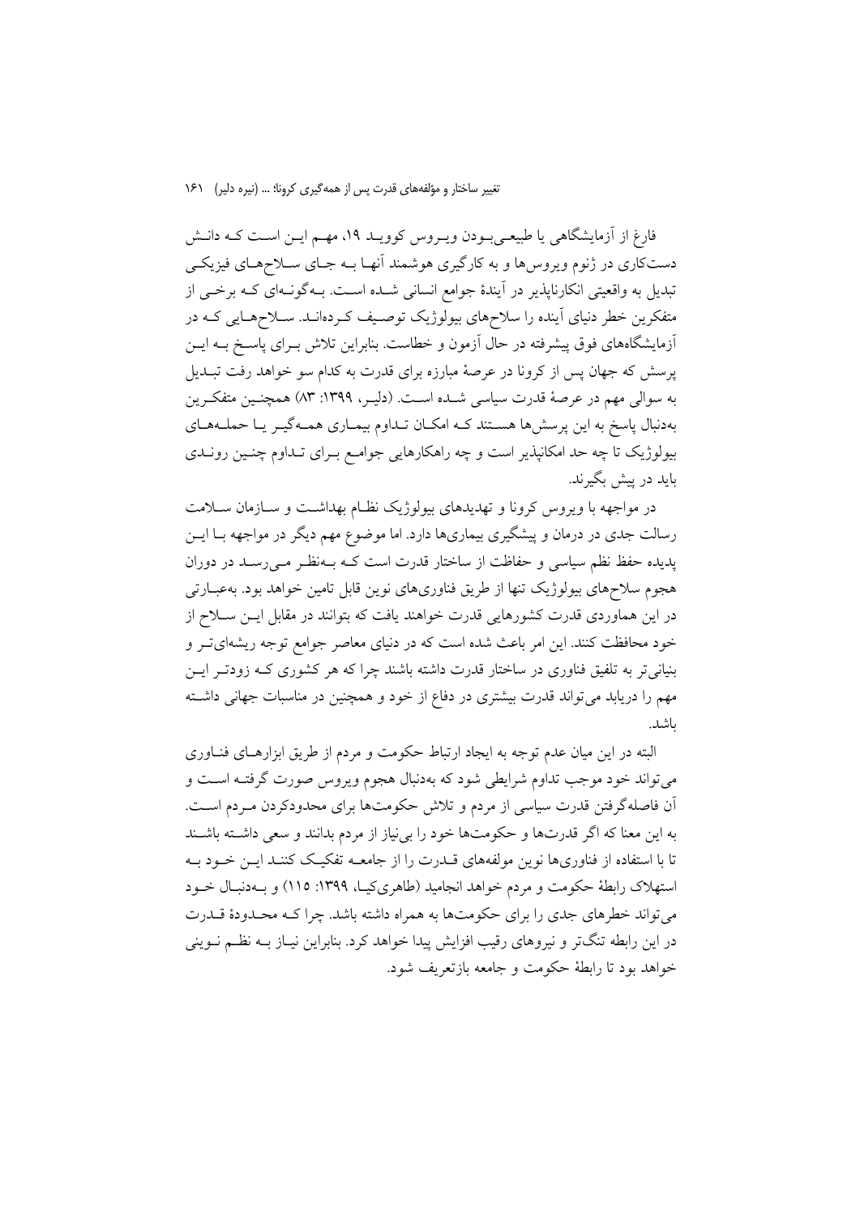فارغ از آزمایشگاهی یا طبیعی‌بودن ویروس کووید ۱۹، مهم این است که دانش دست‌کاری در ژنوم ویروس‌ها و به کارگیری هوشمند آنها به جای سلاح‌های فیزیکی تبدیل به واقعیتی انکارناپذیر در آیندهٔ جوامع انسانی شده است. به‌گونه‌ای که برخی از متفکرین خطر دنیای آینده را سلاح‌های بیولوژیک توصیف کرده‌اند. سلاح‌هایی که در آزمایشگاه‌های فوق پیشرفته در حال آزمون و خطاست. بنابراین تلاش برای پاسخ به این پرسش که جهان پس از کرونا در عرصهٔ مبارزه برای قدرت به کدام سو خواهد رفت تبدیل به سوالی مهم در عرصهٔ قدرت سیاسی شده است. (دلیر، ۱۳۹۹: ۸۳) همچنین متفکرین به‌دنبال پاسخ به این پرسش‌ها هستند که امکان تداوم بیماری همه‌گیر یا حمله‌های بیولوژیک تا چه حد امکانپذیر است و چه راهکارهایی جوامع برای تداوم چنین روندی باید در پیش بگیرند.

در مواجهه با ویروس کرونا و تهدیدهای بیولوژیک نظام بهداشت و سازمان سلامت رسالت جدی در درمان و پیشگیری بیماری‌ها دارد. اما موضوع مهم دیگر در مواجهه با این پدیده حفظ نظم سیاسی و حفاظت از ساختار قدرت است که به‌نظر می‌رسد در دوران هجوم سلاح‌های بیولوژیک تنها از طریق فناوری‌های نوین قابل تامین خواهد بود. به‌عبارتی در این هماوردی قدرت کشورهایی قدرت خواهند یافت که بتوانند در مقابل این سلاح از خود محافظت کنند. این امر باعث شده است که در دنیای معاصر جوامع توجه ریشه‌ای‌تر و بنیانی‌تر به تلفیق فناوری در ساختار قدرت داشته باشند چرا که هر کشوری که زودتر این مهم را دریابد می‌تواند قدرت بیشتری در دفاع از خود و همچنین در مناسبات جهانی داشته باشد.

البته در این میان عدم توجه به ایجاد ارتباط حکومت و مردم از طریق ابزارهای فناوری می‌تواند خود موجب تداوم شرایطی شود که به‌دنبال هجوم ویروس صورت گرفته است و آن فاصله‌گرفتن قدرت سیاسی از مردم و تلاش حکومت‌ها برای محدودکردن مردم است. به این معنا که اگر قدرت‌ها و حکومت‌ها خود را بی‌نیاز از مردم بدانند و سعی داشته باشند تا با استفاده از فناوری‌ها نوین مولفه‌های قدرت را از جامعه تفکیک کنند این خود به استهلاک رابطهٔ حکومت و مردم خواهد انجامید (طاهری‌کیا، ۱۳۹۹: ۱۱۵) و به‌دنبال خود می‌تواند خطرهای جدی را برای حکومت‌ها به همراه داشته باشد. چرا که محدودهٔ قدرت در این رابطه تنگ‌تر و نیروهای رقیب افزایش پیدا خواهد کرد. بنابراین نیاز به نظم نوینی خواهد بود تا رابطهٔ حکومت و جامعه بازتعریف شود.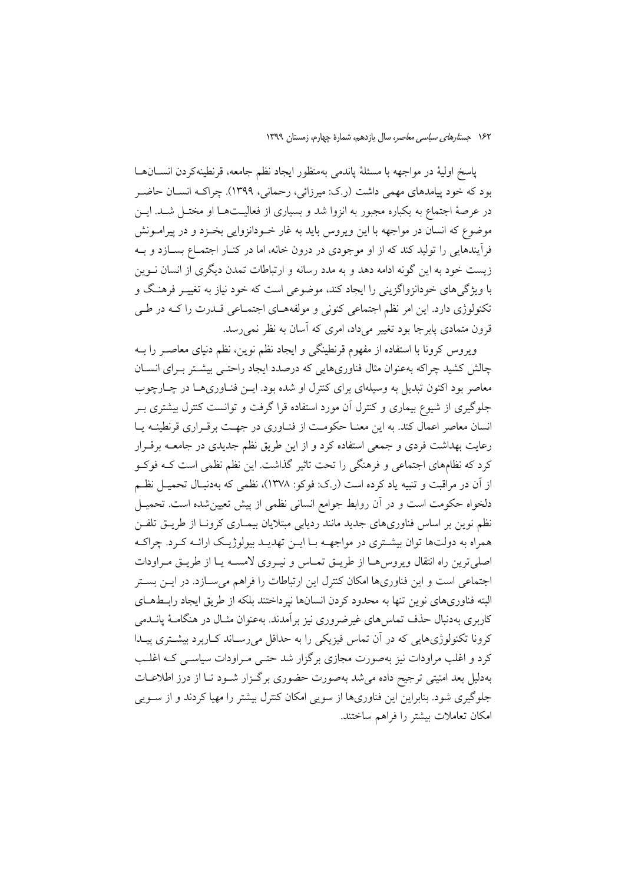پاسخ اولیهٔ در مواجهه با مسئلهٔ پاندمی به‌منظور ایجاد نظم جامعه، قرنطینه‌کردن انسان‌ها بود که خود پیامدهای مهمی داشت (ر.ک: میرزائی، رحمانی، ۱۳۹۹). چراکه انسان حاضر در عرصهٔ اجتماع به یکباره مجبور به انزوا شد و بسیاری از فعالیت‌ها او مختل شد. این موضوع که انسان در مواجهه با این ویروس باید به غار خودانزوایی بخزد و در پیرامونش فرآیندهایی را تولید کند که از او موجودی در درون خانه، اما در کنار اجتماع بسازد و به زیست خود به این گونه ادامه دهد و به مدد رسانه و ارتباطات تمدن دیگری از انسان نوین با ویژگی‌های خودانزواگزینی را ایجاد کند، موضوعی است که خود نیاز به تغییر فرهنگ و تکنولوژی دارد. این امر نظم اجتماعی کنونی و مولفه‌های اجتماعی قدرت را که در طی قرون متمادی پابرجا بود تغییر می‌داد، امری که آسان به نظر نمی‌رسد.

ویروس کرونا با استفاده از مفهوم قرنطینگی و ایجاد نظم نوین، نظم دنیای معاصر را به چالش کشید چراکه به‌عنوان مثال فناوری‌هایی که درصدد ایجاد راحتی بیشتر برای انسان معاصر بود اکنون تبدیل به وسیله‌ای برای کنترل او شده بود. این فناوری‌ها در چارچوب جلوگیری از شیوع بیماری و کنترل آن مورد استفاده قرا گرفت و توانست کنترل بیشتری بر انسان معاصر اعمال کند. به این معنا حکومت از فناوری در جهت برقراری قرنطینه یا رعایت بهداشت فردی و جمعی استفاده کرد و از این طریق نظم جدیدی در جامعه برقرار کرد که نظام‌های اجتماعی و فرهنگی را تحت تاثیر گذاشت. این نظم نظمی است که فوکو از آن در مراقبت و تنبیه یاد کرده است (ر.ک: فوکو: ۱۳۷۸)، نظمی که به‌دنبال تحمیل نظم دلخواه حکومت است و در آن روابط جوامع انسانی نظمی از پیش تعیین‌شده است. تحمیل نظم نوین بر اساس فناوری‌های جدید مانند ردیابی مبتلایان بیماری کرونا از طریق تلفن همراه به دولت‌ها توان بیشتری در مواجهه با این تهدید بیولوژیک ارائه کرد. چراکه اصلی‌ترین راه انتقال ویروس‌ها از طریق تماس و نیروی لامسه یا از طریق مراودات اجتماعی است و این فناوری‌ها امکان کنترل این ارتباطات را فراهم می‌سازد. در این بستر البته فناوری‌های نوین تنها به محدود کردن انسانها نپرداختند بلکه از طریق ایجاد رابط‌های کاربری به‌دنبال حذف تماس‌های غیرضروری نیز برآمدند. به‌عنوان مثال در هنگامهٔ پاندمی کرونا تکنولوژی‌هایی که در آن تماس فیزیکی را به حداقل می‌رساند کاربرد بیشتری پیدا کرد و اغلب مراودات نیز به‌صورت مجازی برگزار شد حتی مراودات سیاسی که اغلب به‌دلیل بعد امنیتی ترجیح داده می‌شد به‌صورت حضوری برگزار شود تا از درز اطلاعات جلوگیری شود. بنابراین این فناوری‌ها از سویی امکان کنترل بیشتر را مهیا کردند و از سویی امکان تعاملات بیشتر را فراهم ساختند.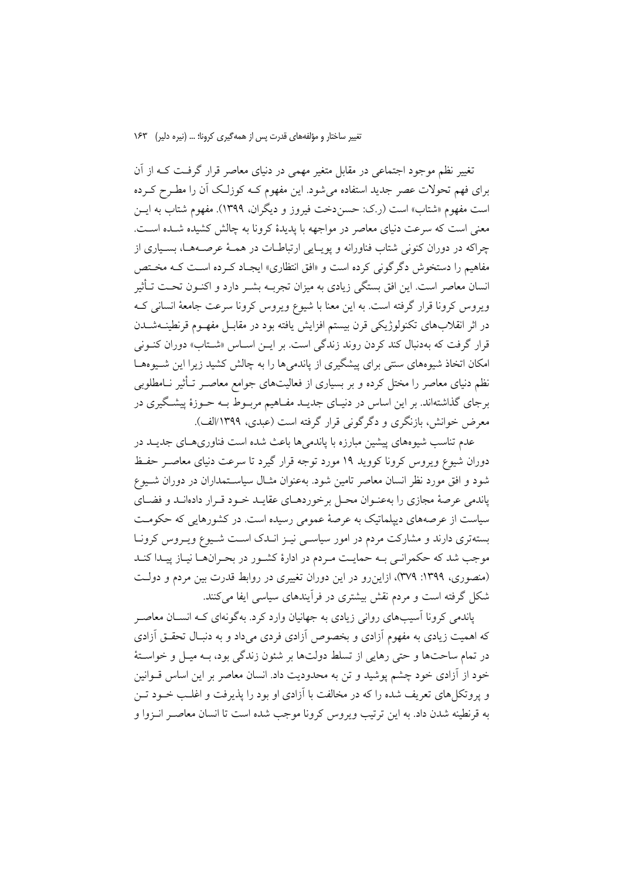تغییر نظم موجود اجتماعی در مقابل متغیر مهمی در دنیای معاصر قرار گرفت که از آن برای فهم تحولات عصر جدید استفاده می‌شود. این مفهوم که کوزلک آن را مطرح کرده است مفهوم «شتاب» است (ر.ک: حسن‌دخت فیروز و دیگران، ۱۳۹۹). مفهوم شتاب به این معنی است که سرعت دنیای معاصر در مواجهه با پدیدهٔ کرونا به چالش کشیده شده است. چراکه در دوران کنونی شتاب فناورانه و پویایی ارتباطات در همهٔ عرصه‌ها، بسیاری از مفاهیم را دستخوش دگرگونی کرده است و «افق انتظاری» ایجاد کرده است که مختص انسان معاصر است. این افق بستگی زیادی به میزان تجربه بشر دارد و اکنون تحت تأثیر ویروس کرونا قرار گرفته است. به این معنا با شیوع ویروس کرونا سرعت جامعهٔ انسانی که در اثر انقلاب‌های تکنولوژیکی قرن بیستم افزایش یافته بود در مقابل مفهوم قرنطینه‌شدن قرار گرفت که به‌دنبال کند کردن روند زندگی است. بر این اساس «شتاب» دوران کنونی امکان اتخاذ شیوه‌های سنتی برای پیشگیری از پاندمی‌ها را به چالش کشید زیرا این شیوه‌ها نظم دنیای معاصر را مختل کرده و بر بسیاری از فعالیت‌های جوامع معاصر تأثیر نامطلوبی برجای گذاشته‌اند. بر این اساس در دنیای جدید مفاهیم مربوط به حوزهٔ پیشگیری در معرض خوانش، بازنگری و دگرگونی قرار گرفته است (عبدی، ۱۳۹۹/الف).

عدم تناسب شیوه‌های پیشین مبارزه با پاندمی‌ها باعث شده است فناوری‌های جدید در دوران شیوع ویروس کرونا کووید ۱۹ مورد توجه قرار گیرد تا سرعت دنیای معاصر حفظ شود و افق مورد نظر انسان معاصر تامین شود. به‌عنوان مثال سیاستمداران در دوران شیوع پاندمی عرصهٔ مجازی را به‌عنوان محل برخوردهای عقاید خود قرار داده‌اند و فضای سیاست از عرصه‌های دیپلماتیک به عرصهٔ عمومی رسیده است. در کشورهایی که حکومت بسته‌تری دارند و مشارکت مردم در امور سیاسی نیز اندک است شیوع ویروس کرونا موجب شد که حکمرانی به حمایت مردم در ادارهٔ کشور در بحران‌ها نیاز پیدا کند (منصوری، ۱۳۹۹: ۳۷۹)، ازاین‌رو در این دوران تغییری در روابط قدرت بین مردم و دولت شکل گرفته است و مردم نقش بیشتری در فرآیندهای سیاسی ایفا می‌کنند.

پاندمی کرونا آسیب‌های روانی زیادی به جهانیان وارد کرد. به‌گونه‌ای که انسان معاصر که اهمیت زیادی به مفهوم آزادی و بخصوص آزادی فردی می‌داد و به دنبال تحقق آزادی در تمام ساحت‌ها و حتی رهایی از تسلط دولت‌ها بر شئون زندگی بود، به میل و خواستهٔ خود از آزادی خود چشم پوشید و تن به محدودیت داد. انسان معاصر بر این اساس قوانین و پروتکل‌های تعریف شده را که در مخالفت با آزادی او بود را پذیرفت و اغلب خود تن به قرنطینه شدن داد. به این ترتیب ویروس کرونا موجب شده است تا انسان معاصر انزوا و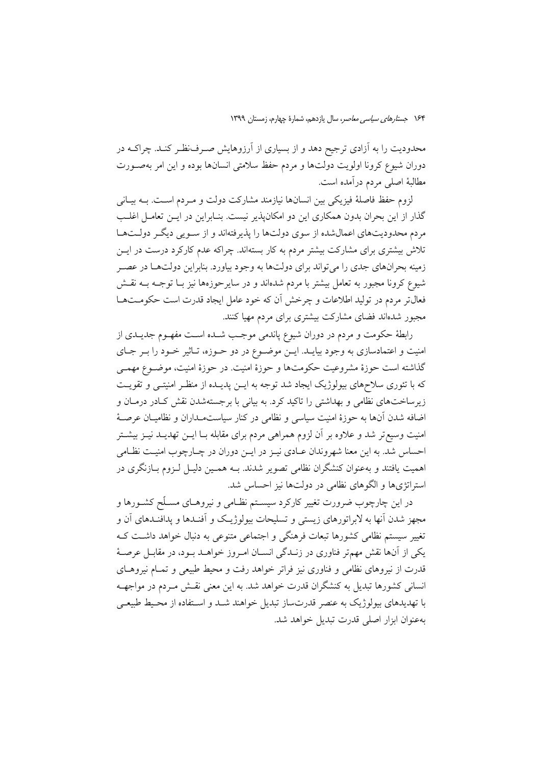محدودیت را به آزادی ترجیح دهد و از بسیاری از آرزوهایش صرف‌نظر کند. چراکه در دوران شیوع کرونا اولویت دولت‌ها و مردم حفظ سلامتی انسان‌ها بوده و این امر به‌صورت مطالبهٔ اصلی مردم درآمده است.

لزوم حفظ فاصلهٔ فیزیکی بین انسان‌ها نیازمند مشارکت دولت و مردم است. به بیانی گذار از این بحران بدون همکاری این دو امکان‌پذیر نیست. بنابراین در این تعامل اغلب مردم محدودیت‌های اعمال‌شده از سوی دولت‌ها را پذیرفته‌اند و از سویی دیگر دولت‌ها تلاش بیشتری برای مشارکت بیشتر مردم به کار بسته‌اند. چراکه عدم کارکرد درست در این زمینه بحران‌های جدی را می‌تواند برای دولت‌ها به وجود بیاورد. بنابراین دولت‌ها در عصر شیوع کرونا مجبور به تعامل بیشتر با مردم شده‌اند و در سایرحوزه‌ها نیز با توجه به نقش فعال‌تر مردم در تولید اطلاعات و چرخش آن که خود عامل ایجاد قدرت است حکومت‌ها مجبور شده‌اند فضای مشارکت بیشتری برای مردم مهیا کنند.

رابطهٔ حکومت و مردم در دوران شیوع پاندمی موجب شده است مفهوم جدیدی از امنیت و اعتمادسازی به وجود بیاید. این موضوع در دو حوزه، تأثیر خود را بر جای گذاشته است حوزهٔ مشروعیت حکومت‌ها و حوزهٔ امنیت. در حوزهٔ امنیت، موضوع مهمی که با تئوری سلاح‌های بیولوژیک ایجاد شد توجه به این پدیده از منظر امنیتی و تقویت زیرساخت‌های نظامی و بهداشتی را تاکید کرد. به بیانی با برجسته‌شدن نقش کادر درمان و اضافه شدن آن‌ها به حوزهٔ امنیت سیاسی و نظامی در کنار سیاست‌مداران و نظامیان عرصهٔ امنیت وسیع‌تر شد و علاوه بر آن لزوم همراهی مردم برای مقابله با این تهدید نیز بیشتر احساس شد. به این معنا شهروندان عادی نیز در این دوران در چارچوب امنیت نظامی اهمیت یافتند و به‌عنوان کنشگران نظامی تصویر شدند. به همین دلیل لزوم بازنگری در استراتژی‌ها و الگوهای نظامی در دولت‌ها نیز احساس شد.

در این چارچوب ضرورت تغییر کارکرد سیستم نظامی و نیروهای مسلّح کشورها و مجهز شدن آنها به لابراتورهای زیستی و تسلیحات بیولوژیک و آفندها و پدافندهای آن و تغییر سیستم نظامی کشورها تبعات فرهنگی و اجتماعی متنوعی به دنبال خواهد داشت که یکی از آن‌ها نقش مهم‌تر فناوری در زندگی انسان امروز خواهد بود، در مقابل عرصهٔ قدرت از نیروهای نظامی و فناوری نیز فراتر خواهد رفت و محیط طبیعی و تمام نیروهای انسانی کشورها تبدیل به کنشگران قدرت خواهد شد. به این معنی نقش مردم در مواجهه با تهدیدهای بیولوژیک به عنصر قدرت‌ساز تبدیل خواهند شد و استفاده از محیط طبیعی به‌عنوان ابزار اصلی قدرت تبدیل خواهد شد.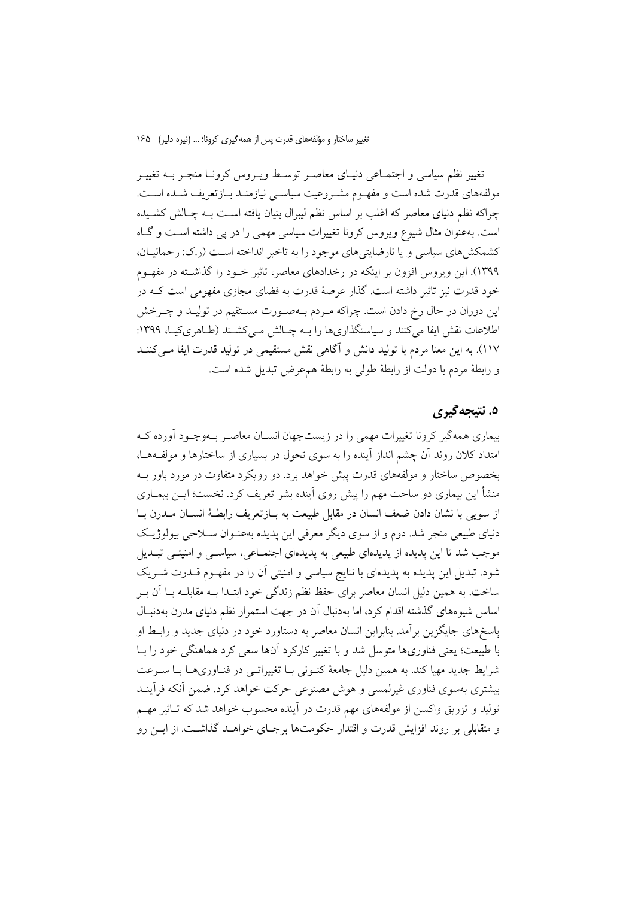تغییر نظم سیاسی و اجتماعی دنیای معاصر توسط ویروس کرونا منجر به تغییر مولفه‌های قدرت شده است و مفهوم مشروعیت سیاسی نیازمند بازتعریف شده است. چراکه نظم دنیای معاصر که اغلب بر اساس نظم لیبرال بنیان یافته است به چالش کشیده است. به‌عنوان مثال شیوع ویروس کرونا تغییرات سیاسی مهمی را در پی داشته است و گاه کشمکش‌های سیاسی و یا نارضایتی‌های موجود را به تاخیر انداخته است (ر.ک: رحمانیان، ۱۳۹۹). این ویروس افزون بر اینکه در رخدادهای معاصر، تاثیر خود را گذاشته در مفهوم خود قدرت نیز تاثیر داشته است. گذار عرصهٔ قدرت به فضای مجازی مفهومی است که در این دوران در حال رخ دادن است. چراکه مردم به‌صورت مستقیم در تولید و چرخش اطلاعات نقش ایفا می‌کنند و سیاستگذاری‌ها را به چالش می‌کشند (طاهری‌کیا، ۱۳۹۹: ۱۱۷). به این معنا مردم با تولید دانش و آگاهی نقش مستقیمی در تولید قدرت ایفا می‌کنند و رابطهٔ مردم با دولت از رابطهٔ طولی به رابطهٔ هم‌عرض تبدیل شده است.

## ۵. نتیجه‌گیری

بیماری همه‌گیر کرونا تغییرات مهمی را در زیست‌جهان انسان معاصر به‌وجود آورده که امتداد کلان روند آن چشم انداز آینده را به سوی تحول در بسیاری از ساختارها و مولفه‌ها، بخصوص ساختار و مولفه‌های قدرت پیش خواهد برد. دو رویکرد متفاوت در مورد باور به منشأ این بیماری دو ساحت مهم را پیش روی آینده بشر تعریف کرد. نخست؛ این بیماری از سویی با نشان دادن ضعف انسان در مقابل طبیعت به بازتعریف رابطهٔ انسان مدرن با دنیای طبیعی منجر شد. دوم و از سوی دیگر معرفی این پدیده به‌عنوان سلاحی بیولوژیک موجب شد تا این پدیده از پدیده‌ای طبیعی به پدیده‌ای اجتماعی، سیاسی و امنیتی تبدیل شود. تبدیل این پدیده به پدیده‌ای با نتایج سیاسی و امنیتی آن را در مفهوم قدرت شریک ساخت. به همین دلیل انسان معاصر برای حفظ نظم زندگی خود ابتدا به مقابله با آن بر اساس شیوه‌های گذشته اقدام کرد، اما به‌دنبال آن در جهت استمرار نظم دنیای مدرن به‌دنبال پاسخ‌های جایگزین برآمد. بنابراین انسان معاصر به دستاورد خود در دنیای جدید و رابط او با طبیعت؛ یعنی فناوری‌ها متوسل شد و با تغییر کارکرد آن‌ها سعی کرد هماهنگی خود را با شرایط جدید مهیا کند. به همین دلیل جامعهٔ کنونی با تغییراتی در فناوری‌ها با سرعت بیشتری به‌سوی فناوری غیرلمسی و هوش مصنوعی حرکت خواهد کرد. ضمن آنکه فرآیند تولید و تزریق واکسن از مولفه‌های مهم قدرت در آینده محسوب خواهد شد که تاثیر مهم و متقابلی بر روند افزایش قدرت و اقتدار حکومت‌ها برجای خواهد گذاشت. از این رو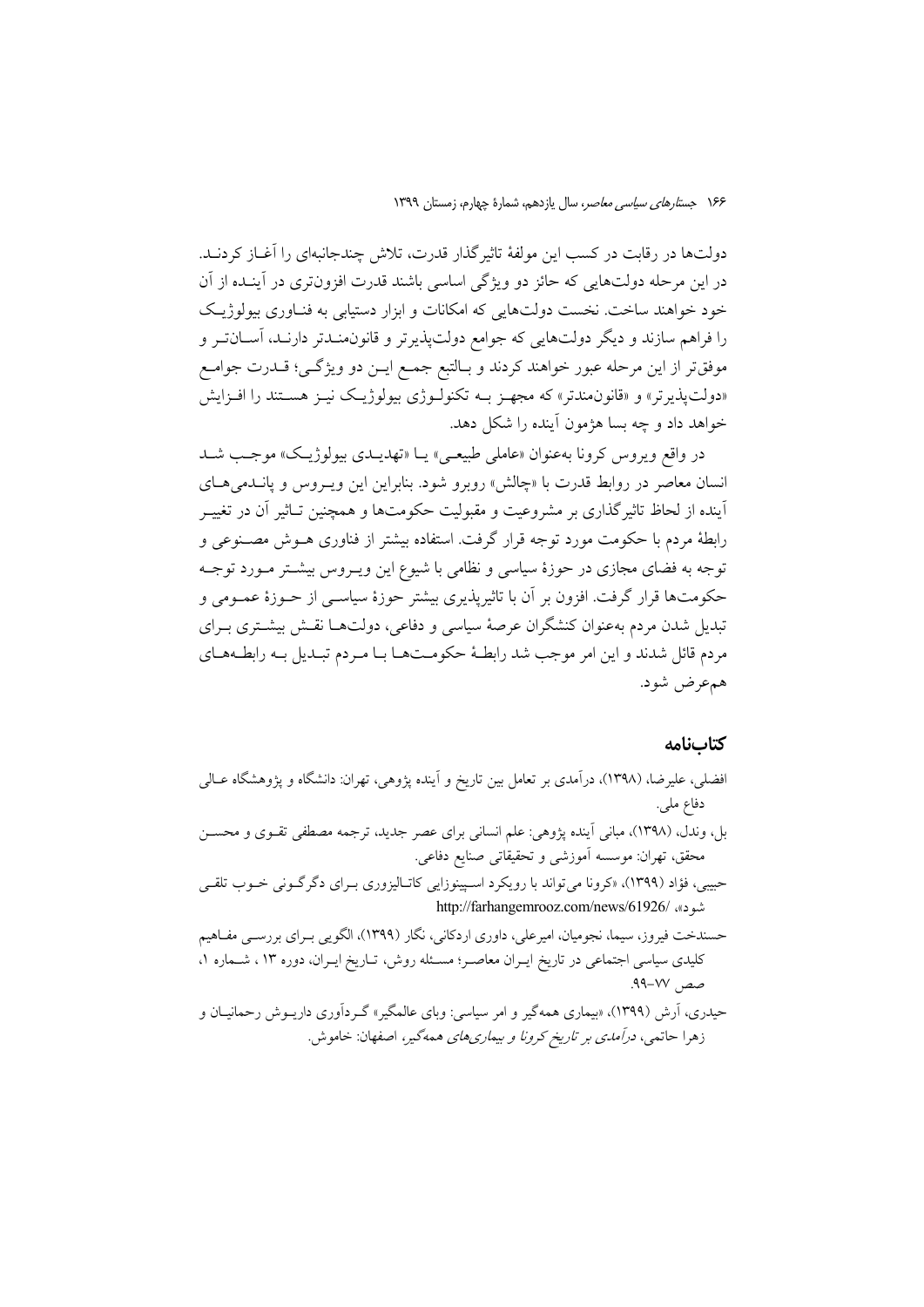دولت‌ها در رقابت در کسب این مولفهٔ تاثیرگذار قدرت، تلاش چندجانبه‌ای را آغاز کردند. در این مرحله دولت‌هایی که حائز دو ویژگی اساسی باشند قدرت افزون‌تری در آینده از آن خود خواهند ساخت. نخست دولت‌هایی که امکانات و ابزار دستیابی به فناوری بیولوژیک را فراهم سازند و دیگر دولت‌هایی که جوامع دولت‌پذیرتر و قانون‌مندتر دارند، آسان‌تر و موفق‌تر از این مرحله عبور خواهند کردند و بالتبع جمع این دو ویژگی؛ قدرت جوامع «دولت‌پذیرتر» و «قانون‌مندتر» که مجهز به تکنولوژی بیولوژیک نیز هستند را افزایش خواهد داد و چه بسا هژمون آینده را شکل دهد.

در واقع ویروس کرونا به‌عنوان «عاملی طبیعی» یا «تهدیدی بیولوژیک» موجب شد انسان معاصر در روابط قدرت با «چالش» روبرو شود. بنابراین این ویروس و پاندمی‌های آینده از لحاظ تاثیرگذاری بر مشروعیت و مقبولیت حکومت‌ها و همچنین تاثیر آن در تغییر رابطهٔ مردم با حکومت مورد توجه قرار گرفت. استفاده بیشتر از فناوری هوش مصنوعی و توجه به فضای مجازی در حوزهٔ سیاسی و نظامی با شیوع این ویروس بیشتر مورد توجه حکومت‌ها قرار گرفت. افزون بر آن با تاثیرپذیری بیشتر حوزهٔ سیاسی از حوزهٔ عمومی و تبدیل شدن مردم به‌عنوان کنشگران عرصهٔ سیاسی و دفاعی، دولت‌ها نقش بیشتری برای مردم قائل شدند و این امر موجب شد رابطهٔ حکومت‌ها با مردم تبدیل به رابطه‌های هم‌عرض شود.

## کتاب‌نامه

افضلی، علیرضا، (۱۳۹۸)، درآمدی بر تعامل بین تاریخ و آینده پژوهی، تهران: دانشگاه و پژوهشگاه عالی دفاع ملی.

بل، وندل، (۱۳۹۸)، مبانی آینده پژوهی: علم انسانی برای عصر جدید، ترجمه مصطفی تقوی و محسن محقق، تهران: موسسه آموزشی و تحقیقاتی صنایع دفاعی.

حبیبی، فؤاد (۱۳۹۹)، «کرونا می‌تواند با رویکرد اسپینوزایی کاتالیزوری برای دگرگونی خوب تلقی شود»، http://farhangemrooz.com/news/61926/

حسندخت فیروز، سیما، نجومیان، امیرعلی، داوری اردکانی، نگار (۱۳۹۹)، الگویی برای بررسی مفاهیم کلیدی سیاسی اجتماعی در تاریخ ایران معاصر؛ مسئله روش، تاریخ ایران، دوره ۱۳ ، شماره ۱، صص ۷۷-۹۹.

حیدری، آرش (۱۳۹۹)، «بیماری همه‌گیر و امر سیاسی: وبای عالمگیر» گردآوری داریوش رحمانیان و زهرا حاتمی، *درآمدی بر تاریخ کرونا و بیماری‌های همه‌گیر*، اصفهان: خاموش.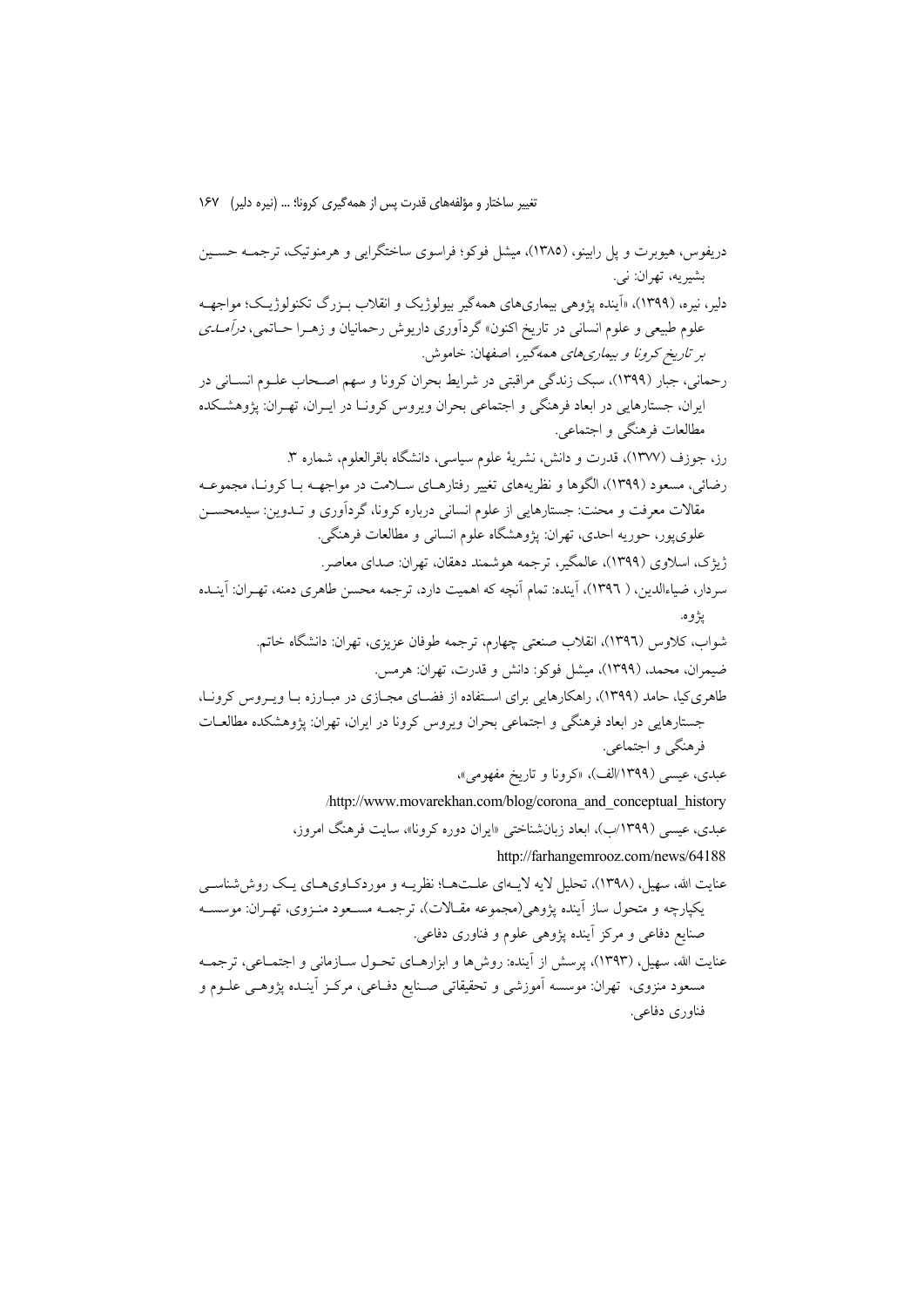دریفوس، هیوبرت و پل رابینو، (۱۳۸۵)، میشل فوکو؛ فراسوی ساختگرایی و هرمنوتیک، ترجمه حسین بشیریه، تهران: نی.

دلیر، نیره، (۱۳۹۹)، «آینده پژوهی بیماری‌های همه‌گیر بیولوژیک و انقلاب بزرگ تکنولوژیک؛ مواجهه علوم طبیعی و علوم انسانی در تاریخ اکنون» گردآوری داریوش رحمانیان و زهرا حاتمی، *درآمدی بر تاریخ کرونا و بیماری‌های همه‌گیر*، اصفهان: خاموش.

رحمانی، جبار (۱۳۹۹)، سبک زندگی مراقبتی در شرایط بحران کرونا و سهم اصحاب علوم انسانی در ایران، جستارهایی در ابعاد فرهنگی و اجتماعی بحران ویروس کرونا در ایران، تهران: پژوهشکده مطالعات فرهنگی و اجتماعی.

رز، جوزف (۱۳۷۷)، قدرت و دانش، نشریهٔ علوم سیاسی، دانشگاه باقرالعلوم، شماره ۳.

رضائی، مسعود (۱۳۹۹)، الگوها و نظریه‌های تغییر رفتارهای سلامت در مواجهه با کرونا، مجموعه مقالات معرفت و محنت: جستارهایی از علوم انسانی درباره کرونا، گردآوری و تدوین: سیدمحسن علوی‌پور، حوریه احدی، تهران: پژوهشگاه علوم انسانی و مطالعات فرهنگی.

ژیژک، اسلاوی (۱۳۹۹)، عالمگیر، ترجمه هوشمند دهقان، تهران: صدای معاصر.

سردار، ضیاءالدین، ( ۱۳۹٦)، آینده: تمام آنچه که اهمیت دارد، ترجمه محسن طاهری دمنه، تهران: آینده پژوه.

شواب، کلاوس (۱۳۹٦)، انقلاب صنعتی چهارم، ترجمه طوفان عزیزی، تهران: دانشگاه خاتم.

ضیمران، محمد، (۱۳۹۹)، میشل فوکو: دانش و قدرت، تهران: هرمس.

طاهری‌کیا، حامد (۱۳۹۹)، راهکارهایی برای استفاده از فضای مجازی در مبارزه با ویروس کرونا، جستارهایی در ابعاد فرهنگی و اجتماعی بحران ویروس کرونا در ایران، تهران: پژوهشکده مطالعات فرهنگی و اجتماعی.

عبدی، عیسی (۱۳۹۹/الف)، «کرونا و تاریخ مفهومی»،
/http://www.movarekhan.com/blog/corona_and_conceptual_history

عبدی، عیسی (۱۳۹۹/ب)، ابعاد زبان‌شناختی «ایران دوره کرونا»، سایت فرهنگ امروز،
http://farhangemrooz.com/news/64188

عنایت الله، سهیل، (۱۳۹۸)، تحلیل لایه لایه‌ای علت‌ها؛ نظریه و موردکاوی‌های یک روش‌شناسی یکپارچه و متحول ساز آینده پژوهی(مجموعه مقالات)، ترجمه مسعود منزوی، تهران: موسسه صنایع دفاعی و مرکز آینده پژوهی علوم و فناوری دفاعی.

عنایت الله، سهیل، (۱۳۹۳)، پرسش از آینده: روش‌ها و ابزارهای تحول سازمانی و اجتماعی، ترجمه مسعود منزوی، تهران: موسسه آموزشی و تحقیقاتی صنایع دفاعی، مرکز آینده پژوهی علوم و فناوری دفاعی.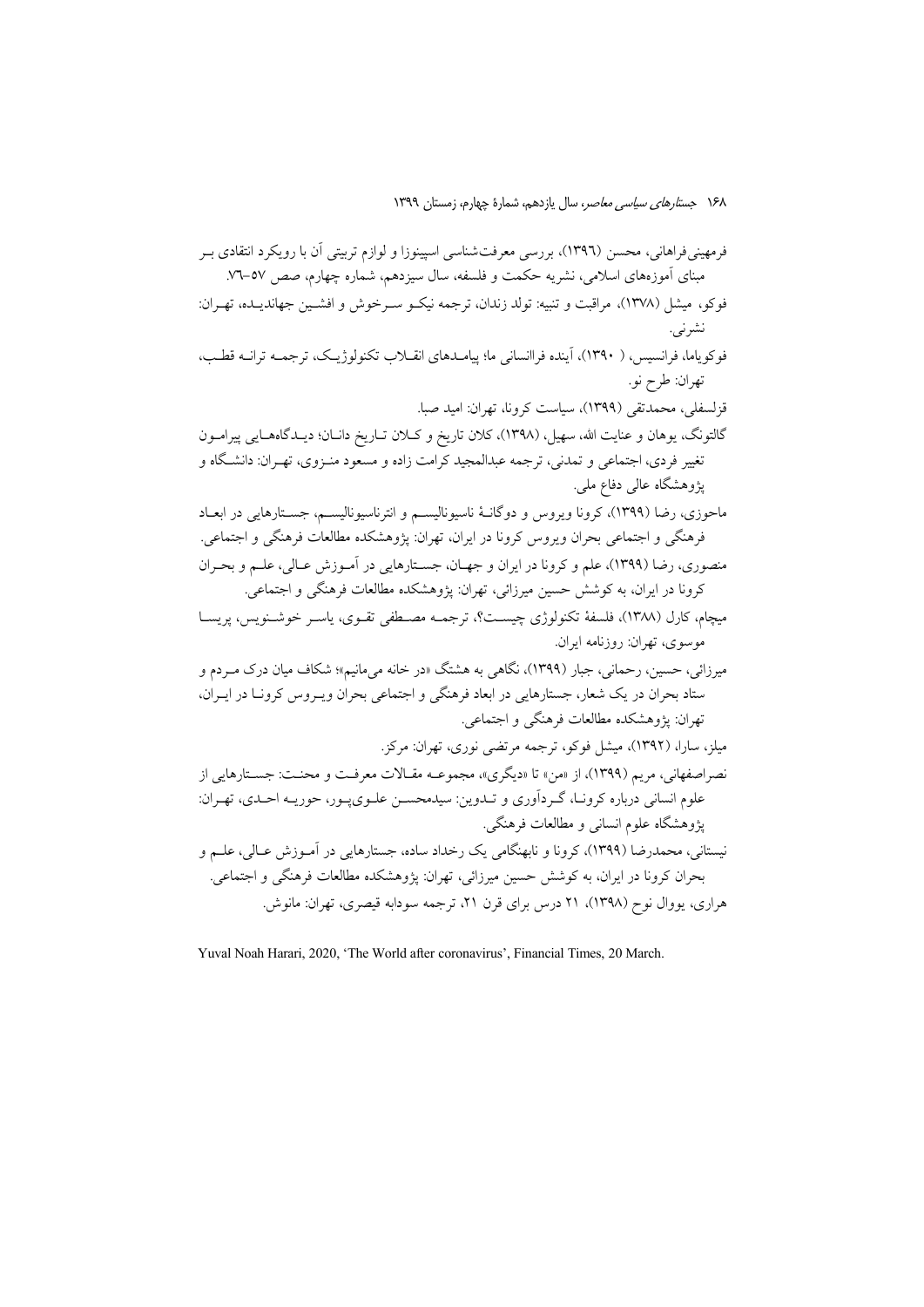فرمهینی‌فراهانی، محسن (۱۳۹۶)، بررسی معرفت‌شناسی اسپینوزا و لوازم تربیتی آن با رویکرد انتقادی بر مبنای آموزه‌های اسلامی، نشریه حکمت و فلسفه، سال سیزدهم، شماره چهارم، صص ۵۷–۷۶.

فوکو، میشل (۱۳۷۸)، مراقبت و تنبیه: تولد زندان، ترجمه نیکو سرخوش و افشین جهاندیده، تهران: نشرنی.

فوکویاما، فرانسیس، ( ۱۳۹۰)، آینده فراانسانی ما؛ پیامدهای انقلاب تکنولوژیک، ترجمه ترانه قطب، تهران: طرح نو.

قزلسفلی، محمدتقی (۱۳۹۹)، سیاست کرونا، تهران: امید صبا.

گالتونگ، یوهان و عنایت الله، سهیل، (۱۳۹۸)، کلان تاریخ و کلان تاریخ دانان؛ دیدگاه‌هایی پیرامون تغییر فردی، اجتماعی و تمدنی، ترجمه عبدالمجید کرامت زاده و مسعود منزوی، تهران: دانشگاه و پژوهشگاه عالی دفاع ملی.

ماحوزی، رضا (۱۳۹۹)، کرونا ویروس و دوگانهٔ ناسیونالیسم و انترناسیونالیسم، جستارهایی در ابعاد فرهنگی و اجتماعی بحران ویروس کرونا در ایران، تهران: پژوهشکده مطالعات فرهنگی و اجتماعی.

منصوری، رضا (۱۳۹۹)، علم و کرونا در ایران و جهان، جستارهایی در آموزش عالی، علم و بحران کرونا در ایران، به کوشش حسین میرزائی، تهران: پژوهشکده مطالعات فرهنگی و اجتماعی.

میچام، کارل (۱۳۸۸)، فلسفهٔ تکنولوژی چیست؟، ترجمه مصطفی تقوی، یاسر خوشنویس، پریسا موسوی، تهران: روزنامه ایران.

میرزائی، حسین، رحمانی، جبار (۱۳۹۹)، نگاهی به هشتگ «در خانه می‌مانیم»؛ شکاف میان درک مردم و ستاد بحران در یک شعار، جستارهایی در ابعاد فرهنگی و اجتماعی بحران ویروس کرونا در ایران، تهران: پژوهشکده مطالعات فرهنگی و اجتماعی.

میلز، سارا، (۱۳۹۲)، میشل فوکو، ترجمه مرتضی نوری، تهران: مرکز.

نصراصفهانی، مریم (۱۳۹۹)، از «من» تا «دیگری»، مجموعه مقالات معرفت و محنت: جستارهایی از علوم انسانی درباره کرونا، گردآوری و تدوین: سیدمحسن علوی‌پور، حوریه احدی، تهران: پژوهشگاه علوم انسانی و مطالعات فرهنگی.

نیستانی، محمدرضا (۱۳۹۹)، کرونا و نابهنگامی یک رخداد ساده، جستارهایی در آموزش عالی، علم و بحران کرونا در ایران، به کوشش حسین میرزائی، تهران: پژوهشکده مطالعات فرهنگی و اجتماعی.

هراری، یووال نوح (۱۳۹۸)، ۲۱ درس برای قرن ۲۱، ترجمه سودابه قیصری، تهران: مانوش.

Yuval Noah Harari, 2020, 'The World after coronavirus', Financial Times, 20 March.